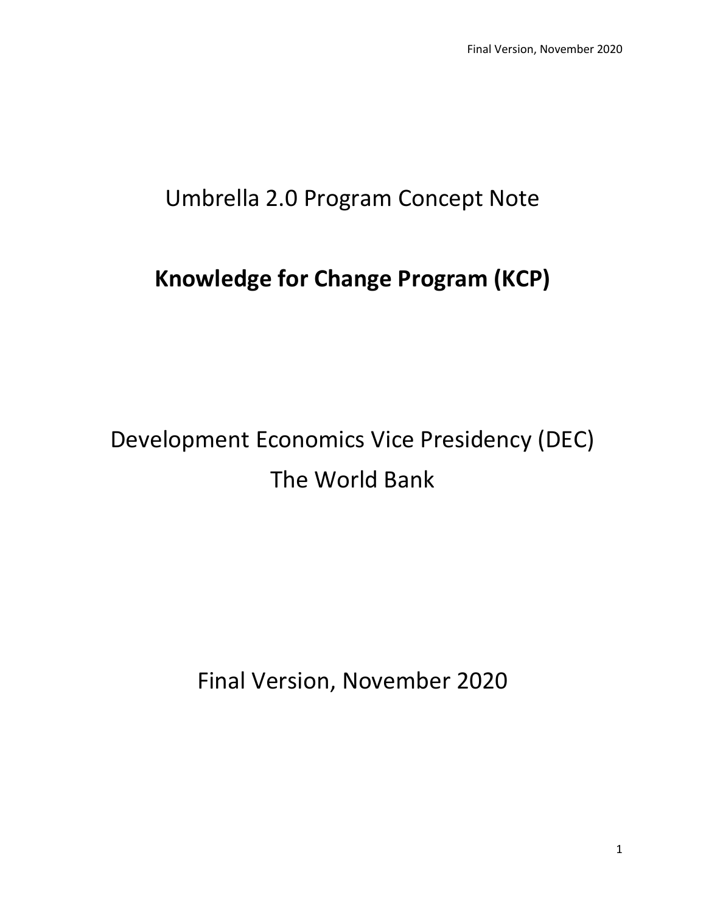Umbrella 2.0 Program Concept Note

# Knowledge for Change Program (KCP)

Development Economics Vice Presidency (DEC)
The World Bank

Final Version, November 2020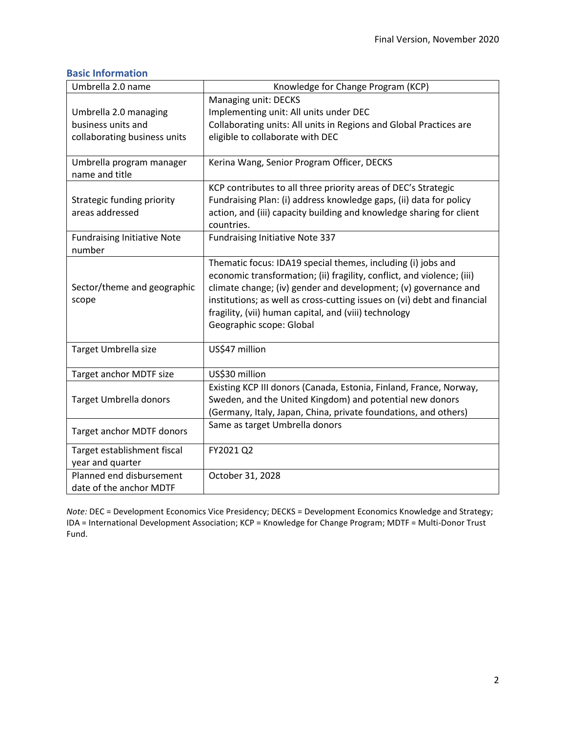## Basic Information

| Umbrella 2.0 name | Knowledge for Change Program (KCP) |
|---|---|
| Umbrella 2.0 managing business units and collaborating business units | Managing unit: DECKS<br>Implementing unit: All units under DEC<br>Collaborating units: All units in Regions and Global Practices are eligible to collaborate with DEC |
| Umbrella program manager name and title | Kerina Wang, Senior Program Officer, DECKS |
| Strategic funding priority areas addressed | KCP contributes to all three priority areas of DEC's Strategic Fundraising Plan: (i) address knowledge gaps, (ii) data for policy action, and (iii) capacity building and knowledge sharing for client countries. |
| Fundraising Initiative Note number | Fundraising Initiative Note 337 |
| Sector/theme and geographic scope | Thematic focus: IDA19 special themes, including (i) jobs and economic transformation; (ii) fragility, conflict, and violence; (iii) climate change; (iv) gender and development; (v) governance and institutions; as well as cross-cutting issues on (vi) debt and financial fragility, (vii) human capital, and (viii) technology<br>Geographic scope: Global |
| Target Umbrella size | US$47 million |
| Target anchor MDTF size | US$30 million |
| Target Umbrella donors | Existing KCP III donors (Canada, Estonia, Finland, France, Norway, Sweden, and the United Kingdom) and potential new donors (Germany, Italy, Japan, China, private foundations, and others) |
| Target anchor MDTF donors | Same as target Umbrella donors |
| Target establishment fiscal year and quarter | FY2021 Q2 |
| Planned end disbursement date of the anchor MDTF | October 31, 2028 |

*Note:* DEC = Development Economics Vice Presidency; DECKS = Development Economics Knowledge and Strategy; IDA = International Development Association; KCP = Knowledge for Change Program; MDTF = Multi-Donor Trust Fund.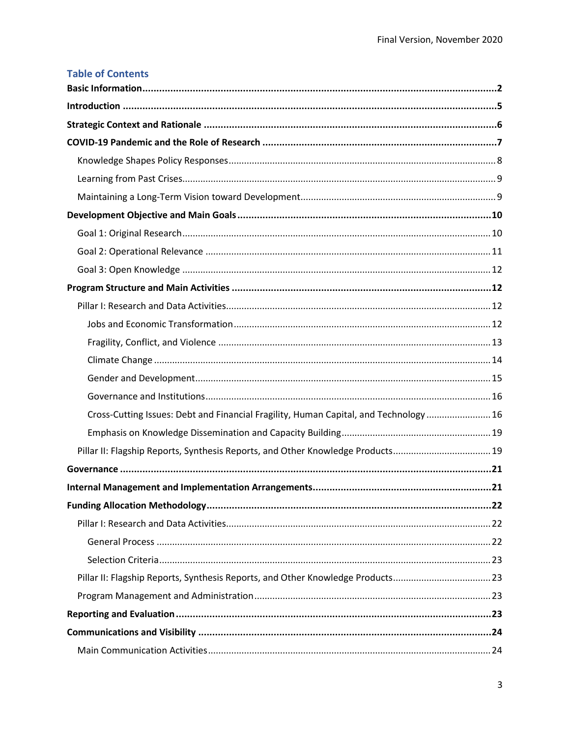## Table of Contents

**Basic Information** ..... **2**

**Introduction** ..... **5**

**Strategic Context and Rationale** ..... **6**

**COVID-19 Pandemic and the Role of Research** ..... **7**

- Knowledge Shapes Policy Responses ..... 8
- Learning from Past Crises ..... 9
- Maintaining a Long-Term Vision toward Development ..... 9

**Development Objective and Main Goals** ..... **10**

- Goal 1: Original Research ..... 10
- Goal 2: Operational Relevance ..... 11
- Goal 3: Open Knowledge ..... 12

**Program Structure and Main Activities** ..... **12**

- Pillar I: Research and Data Activities ..... 12
  - Jobs and Economic Transformation ..... 12
  - Fragility, Conflict, and Violence ..... 13
  - Climate Change ..... 14
  - Gender and Development ..... 15
  - Governance and Institutions ..... 16
  - Cross-Cutting Issues: Debt and Financial Fragility, Human Capital, and Technology ..... 16
  - Emphasis on Knowledge Dissemination and Capacity Building ..... 19
- Pillar II: Flagship Reports, Synthesis Reports, and Other Knowledge Products ..... 19

**Governance** ..... **21**

**Internal Management and Implementation Arrangements** ..... **21**

**Funding Allocation Methodology** ..... **22**

- Pillar I: Research and Data Activities ..... 22
  - General Process ..... 22
  - Selection Criteria ..... 23
- Pillar II: Flagship Reports, Synthesis Reports, and Other Knowledge Products ..... 23
- Program Management and Administration ..... 23

**Reporting and Evaluation** ..... **23**

**Communications and Visibility** ..... **24**

- Main Communication Activities ..... 24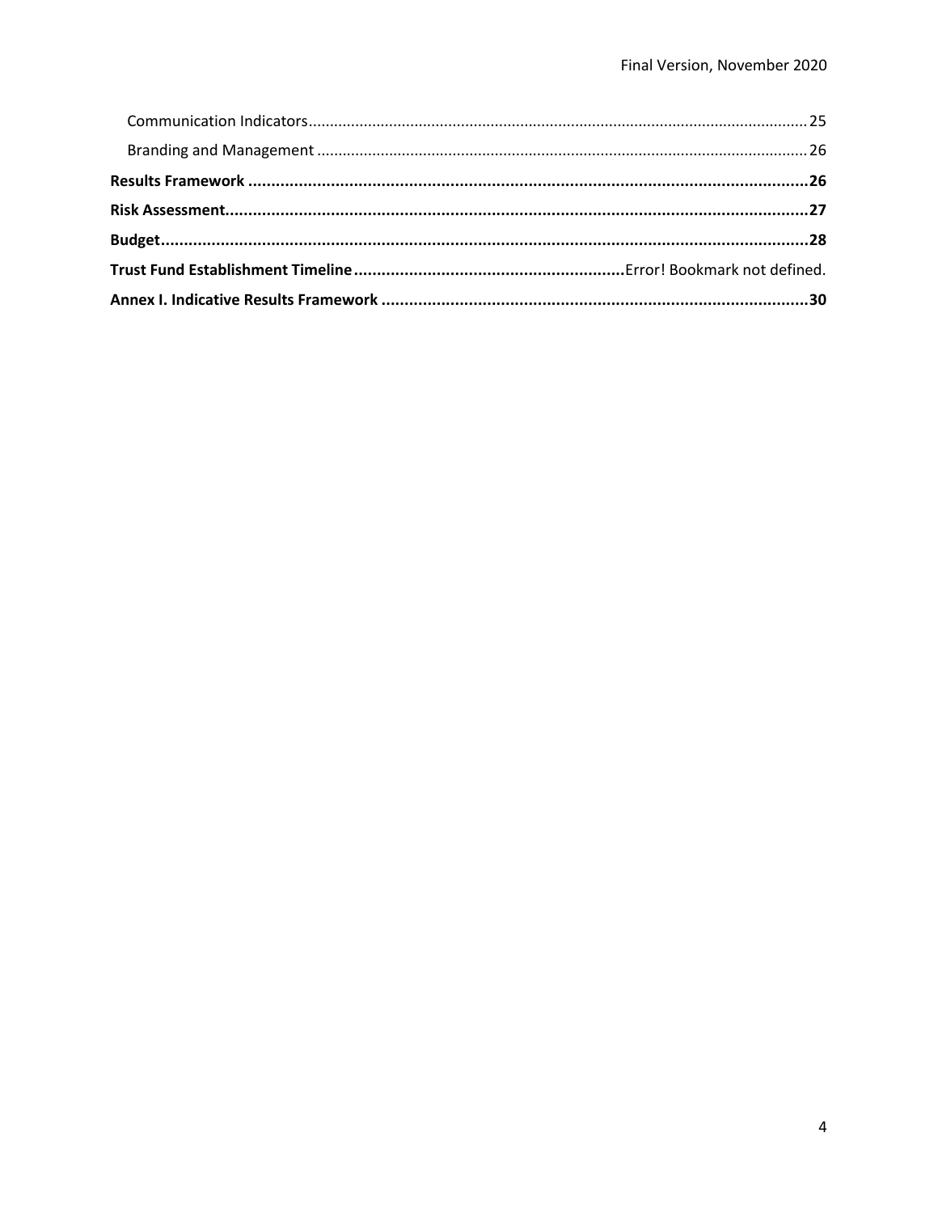Communication Indicators ........ 25

Branding and Management ........ 26

**Results Framework ........ 26**

**Risk Assessment ........ 27**

**Budget ........ 28**

**Trust Fund Establishment Timeline ........** Error! Bookmark not defined.

**Annex I. Indicative Results Framework ........ 30**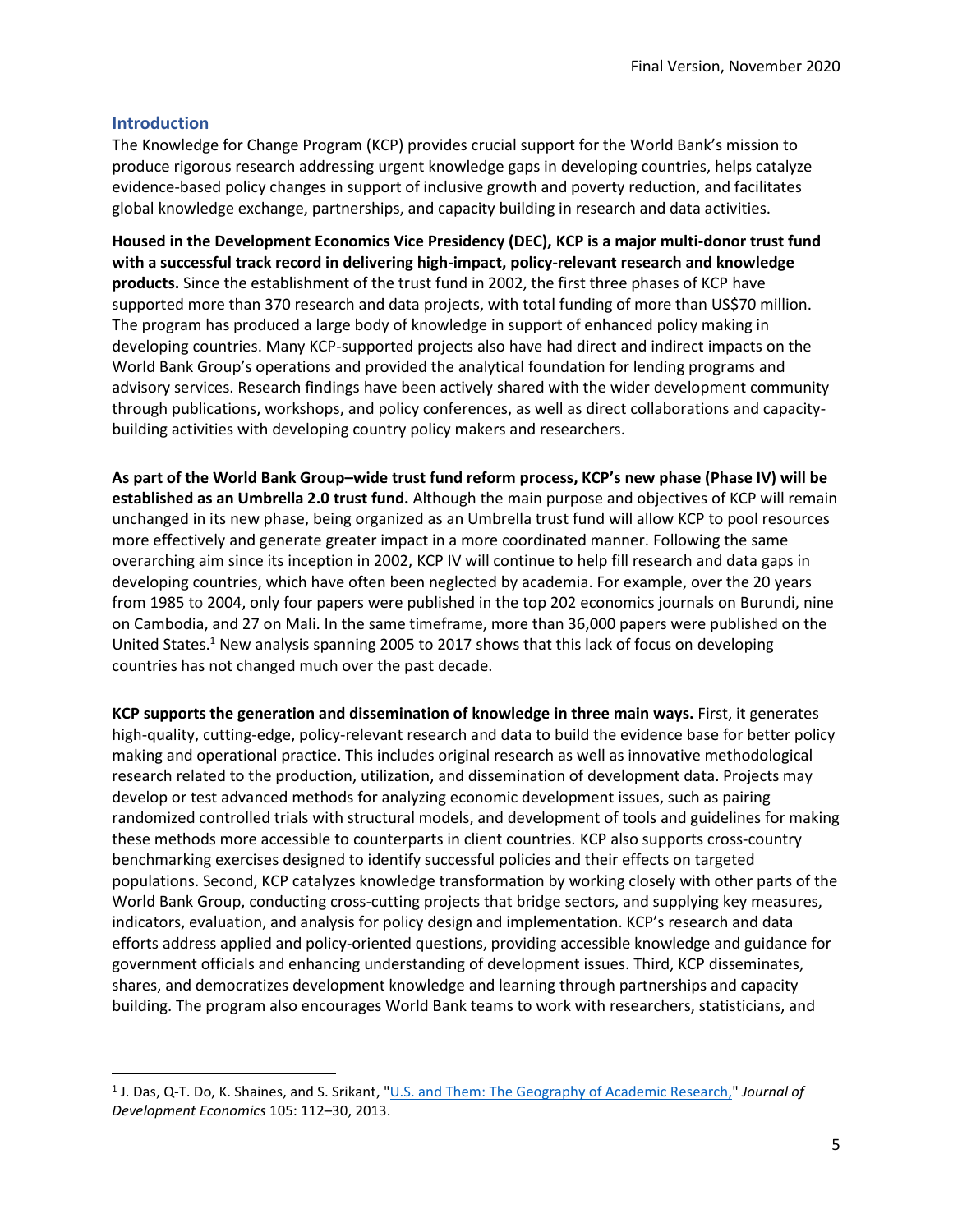## Introduction

The Knowledge for Change Program (KCP) provides crucial support for the World Bank's mission to produce rigorous research addressing urgent knowledge gaps in developing countries, helps catalyze evidence-based policy changes in support of inclusive growth and poverty reduction, and facilitates global knowledge exchange, partnerships, and capacity building in research and data activities.

**Housed in the Development Economics Vice Presidency (DEC), KCP is a major multi-donor trust fund with a successful track record in delivering high-impact, policy-relevant research and knowledge products.** Since the establishment of the trust fund in 2002, the first three phases of KCP have supported more than 370 research and data projects, with total funding of more than US$70 million. The program has produced a large body of knowledge in support of enhanced policy making in developing countries. Many KCP-supported projects also have had direct and indirect impacts on the World Bank Group's operations and provided the analytical foundation for lending programs and advisory services. Research findings have been actively shared with the wider development community through publications, workshops, and policy conferences, as well as direct collaborations and capacity-building activities with developing country policy makers and researchers.

**As part of the World Bank Group–wide trust fund reform process, KCP's new phase (Phase IV) will be established as an Umbrella 2.0 trust fund.** Although the main purpose and objectives of KCP will remain unchanged in its new phase, being organized as an Umbrella trust fund will allow KCP to pool resources more effectively and generate greater impact in a more coordinated manner. Following the same overarching aim since its inception in 2002, KCP IV will continue to help fill research and data gaps in developing countries, which have often been neglected by academia. For example, over the 20 years from 1985 to 2004, only four papers were published in the top 202 economics journals on Burundi, nine on Cambodia, and 27 on Mali. In the same timeframe, more than 36,000 papers were published on the United States.[1] New analysis spanning 2005 to 2017 shows that this lack of focus on developing countries has not changed much over the past decade.

**KCP supports the generation and dissemination of knowledge in three main ways.** First, it generates high-quality, cutting-edge, policy-relevant research and data to build the evidence base for better policy making and operational practice. This includes original research as well as innovative methodological research related to the production, utilization, and dissemination of development data. Projects may develop or test advanced methods for analyzing economic development issues, such as pairing randomized controlled trials with structural models, and development of tools and guidelines for making these methods more accessible to counterparts in client countries. KCP also supports cross-country benchmarking exercises designed to identify successful policies and their effects on targeted populations. Second, KCP catalyzes knowledge transformation by working closely with other parts of the World Bank Group, conducting cross-cutting projects that bridge sectors, and supplying key measures, indicators, evaluation, and analysis for policy design and implementation. KCP's research and data efforts address applied and policy-oriented questions, providing accessible knowledge and guidance for government officials and enhancing understanding of development issues. Third, KCP disseminates, shares, and democratizes development knowledge and learning through partnerships and capacity building. The program also encourages World Bank teams to work with researchers, statisticians, and

---

[1] J. Das, Q-T. Do, K. Shaines, and S. Srikant, "U.S. and Them: The Geography of Academic Research," *Journal of Development Economics* 105: 112–30, 2013.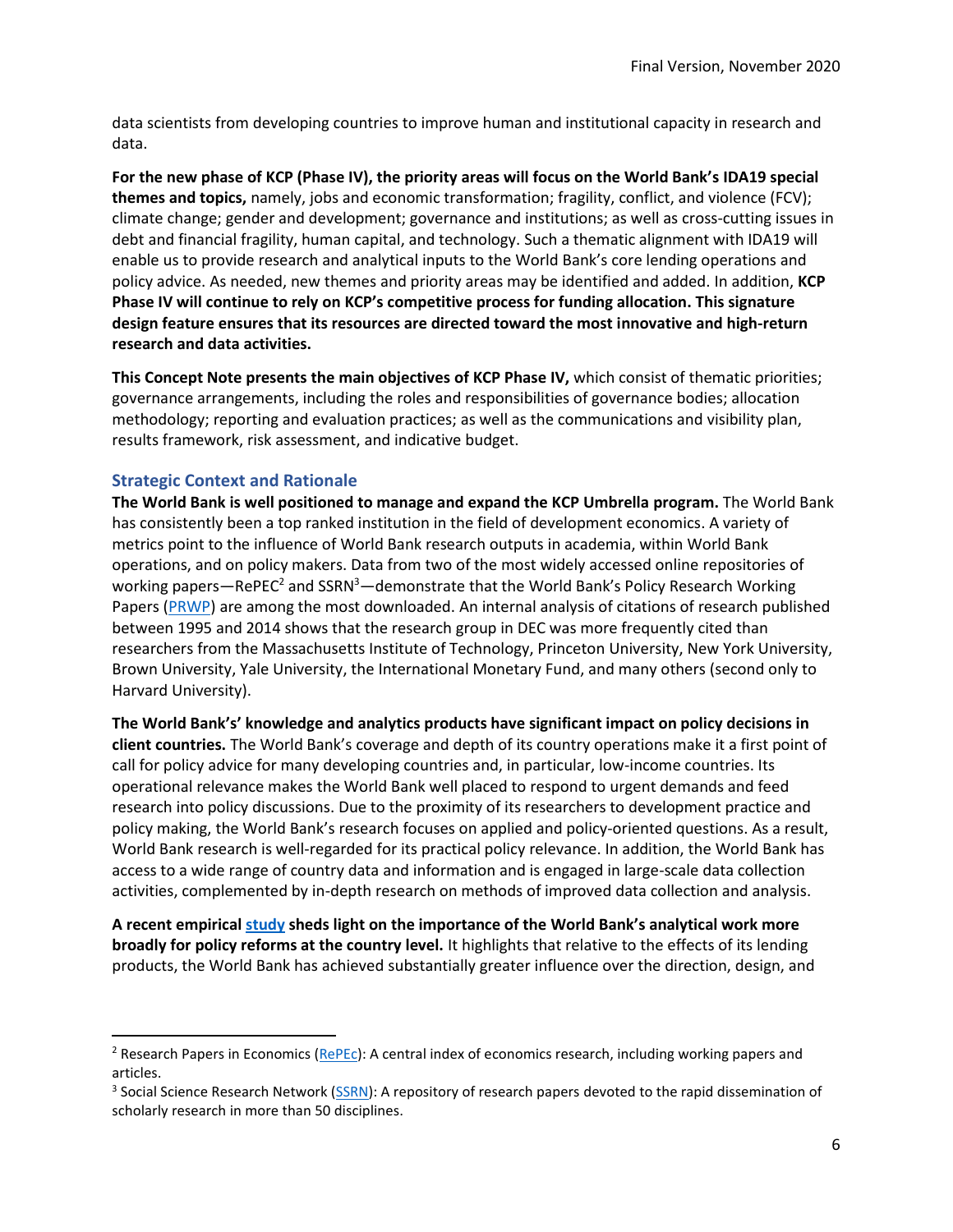data scientists from developing countries to improve human and institutional capacity in research and data.

**For the new phase of KCP (Phase IV), the priority areas will focus on the World Bank's IDA19 special themes and topics,** namely, jobs and economic transformation; fragility, conflict, and violence (FCV); climate change; gender and development; governance and institutions; as well as cross-cutting issues in debt and financial fragility, human capital, and technology. Such a thematic alignment with IDA19 will enable us to provide research and analytical inputs to the World Bank's core lending operations and policy advice. As needed, new themes and priority areas may be identified and added. In addition, **KCP Phase IV will continue to rely on KCP's competitive process for funding allocation. This signature design feature ensures that its resources are directed toward the most innovative and high-return research and data activities.**

**This Concept Note presents the main objectives of KCP Phase IV,** which consist of thematic priorities; governance arrangements, including the roles and responsibilities of governance bodies; allocation methodology; reporting and evaluation practices; as well as the communications and visibility plan, results framework, risk assessment, and indicative budget.

## Strategic Context and Rationale

**The World Bank is well positioned to manage and expand the KCP Umbrella program.** The World Bank has consistently been a top ranked institution in the field of development economics. A variety of metrics point to the influence of World Bank research outputs in academia, within World Bank operations, and on policy makers. Data from two of the most widely accessed online repositories of working papers—RePEC[2] and SSRN[3]—demonstrate that the World Bank's Policy Research Working Papers (PRWP) are among the most downloaded. An internal analysis of citations of research published between 1995 and 2014 shows that the research group in DEC was more frequently cited than researchers from the Massachusetts Institute of Technology, Princeton University, New York University, Brown University, Yale University, the International Monetary Fund, and many others (second only to Harvard University).

**The World Bank's' knowledge and analytics products have significant impact on policy decisions in client countries.** The World Bank's coverage and depth of its country operations make it a first point of call for policy advice for many developing countries and, in particular, low-income countries. Its operational relevance makes the World Bank well placed to respond to urgent demands and feed research into policy discussions. Due to the proximity of its researchers to development practice and policy making, the World Bank's research focuses on applied and policy-oriented questions. As a result, World Bank research is well-regarded for its practical policy relevance. In addition, the World Bank has access to a wide range of country data and information and is engaged in large-scale data collection activities, complemented by in-depth research on methods of improved data collection and analysis.

**A recent empirical study sheds light on the importance of the World Bank's analytical work more broadly for policy reforms at the country level.** It highlights that relative to the effects of its lending products, the World Bank has achieved substantially greater influence over the direction, design, and

---

[2] Research Papers in Economics (RePEc): A central index of economics research, including working papers and articles.

[3] Social Science Research Network (SSRN): A repository of research papers devoted to the rapid dissemination of scholarly research in more than 50 disciplines.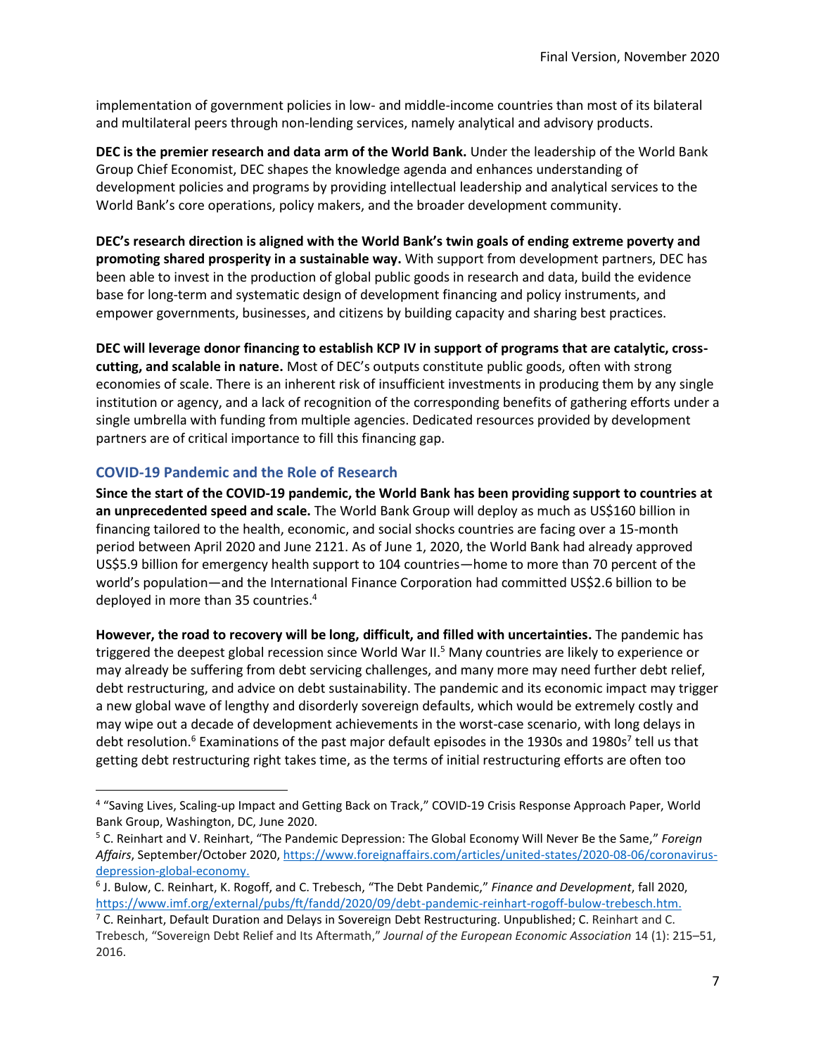implementation of government policies in low- and middle-income countries than most of its bilateral and multilateral peers through non-lending services, namely analytical and advisory products.

**DEC is the premier research and data arm of the World Bank.** Under the leadership of the World Bank Group Chief Economist, DEC shapes the knowledge agenda and enhances understanding of development policies and programs by providing intellectual leadership and analytical services to the World Bank's core operations, policy makers, and the broader development community.

**DEC's research direction is aligned with the World Bank's twin goals of ending extreme poverty and promoting shared prosperity in a sustainable way.** With support from development partners, DEC has been able to invest in the production of global public goods in research and data, build the evidence base for long-term and systematic design of development financing and policy instruments, and empower governments, businesses, and citizens by building capacity and sharing best practices.

**DEC will leverage donor financing to establish KCP IV in support of programs that are catalytic, cross-cutting, and scalable in nature.** Most of DEC's outputs constitute public goods, often with strong economies of scale. There is an inherent risk of insufficient investments in producing them by any single institution or agency, and a lack of recognition of the corresponding benefits of gathering efforts under a single umbrella with funding from multiple agencies. Dedicated resources provided by development partners are of critical importance to fill this financing gap.

### COVID-19 Pandemic and the Role of Research

**Since the start of the COVID-19 pandemic, the World Bank has been providing support to countries at an unprecedented speed and scale.** The World Bank Group will deploy as much as US$160 billion in financing tailored to the health, economic, and social shocks countries are facing over a 15-month period between April 2020 and June 2121. As of June 1, 2020, the World Bank had already approved US$5.9 billion for emergency health support to 104 countries—home to more than 70 percent of the world's population—and the International Finance Corporation had committed US$2.6 billion to be deployed in more than 35 countries.[4]

**However, the road to recovery will be long, difficult, and filled with uncertainties.** The pandemic has triggered the deepest global recession since World War II.[5] Many countries are likely to experience or may already be suffering from debt servicing challenges, and many more may need further debt relief, debt restructuring, and advice on debt sustainability. The pandemic and its economic impact may trigger a new global wave of lengthy and disorderly sovereign defaults, which would be extremely costly and may wipe out a decade of development achievements in the worst-case scenario, with long delays in debt resolution.[6] Examinations of the past major default episodes in the 1930s and 1980s[7] tell us that getting debt restructuring right takes time, as the terms of initial restructuring efforts are often too

---

[4] "Saving Lives, Scaling-up Impact and Getting Back on Track," COVID-19 Crisis Response Approach Paper, World Bank Group, Washington, DC, June 2020.

[5] C. Reinhart and V. Reinhart, "The Pandemic Depression: The Global Economy Will Never Be the Same," *Foreign Affairs*, September/October 2020, https://www.foreignaffairs.com/articles/united-states/2020-08-06/coronavirus-depression-global-economy.

[6] J. Bulow, C. Reinhart, K. Rogoff, and C. Trebesch, "The Debt Pandemic," *Finance and Development*, fall 2020, https://www.imf.org/external/pubs/ft/fandd/2020/09/debt-pandemic-reinhart-rogoff-bulow-trebesch.htm.

[7] C. Reinhart, Default Duration and Delays in Sovereign Debt Restructuring. Unpublished; C. Reinhart and C. Trebesch, "Sovereign Debt Relief and Its Aftermath," *Journal of the European Economic Association* 14 (1): 215–51, 2016.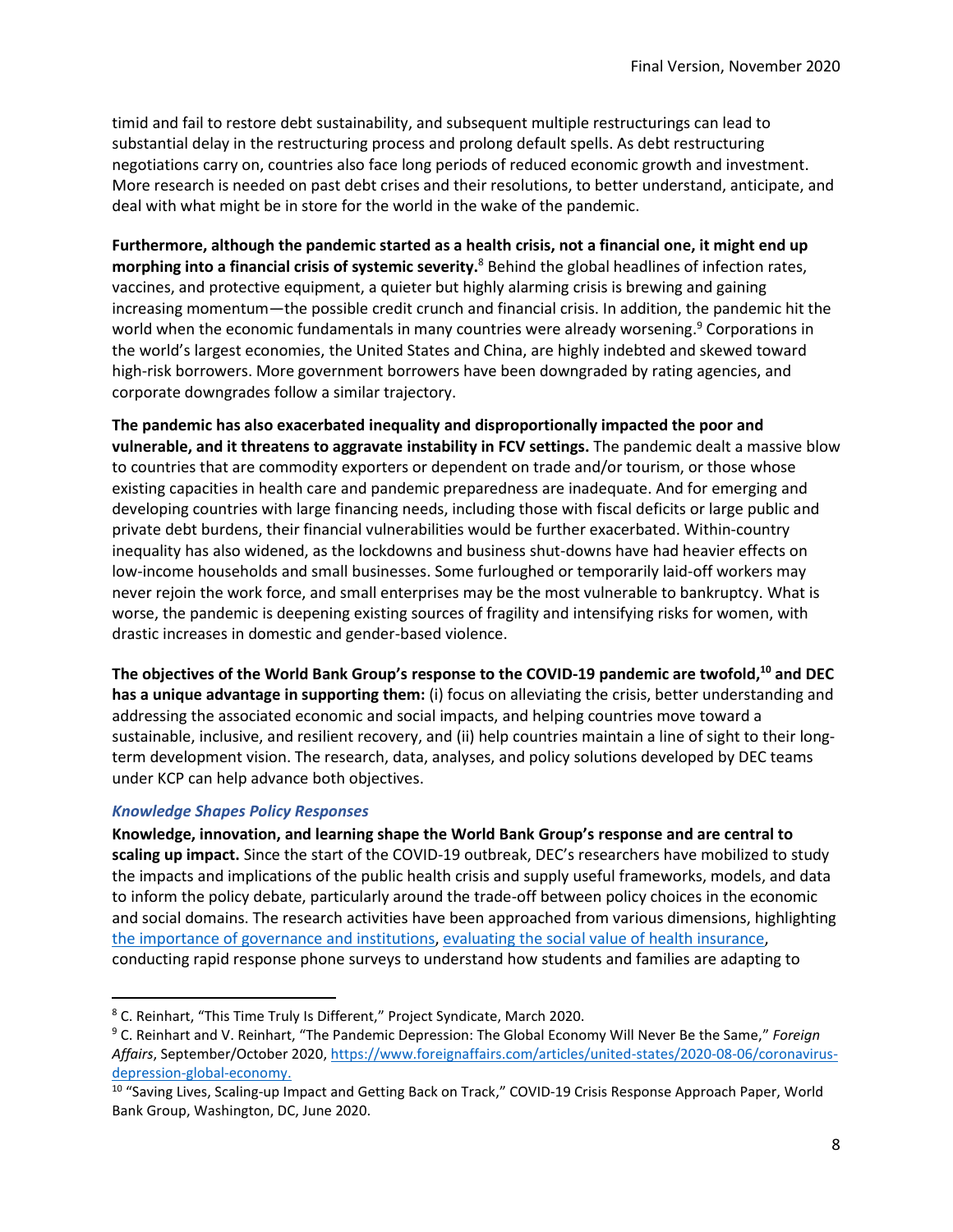timid and fail to restore debt sustainability, and subsequent multiple restructurings can lead to substantial delay in the restructuring process and prolong default spells. As debt restructuring negotiations carry on, countries also face long periods of reduced economic growth and investment. More research is needed on past debt crises and their resolutions, to better understand, anticipate, and deal with what might be in store for the world in the wake of the pandemic.

**Furthermore, although the pandemic started as a health crisis, not a financial one, it might end up morphing into a financial crisis of systemic severity.**[8] Behind the global headlines of infection rates, vaccines, and protective equipment, a quieter but highly alarming crisis is brewing and gaining increasing momentum—the possible credit crunch and financial crisis. In addition, the pandemic hit the world when the economic fundamentals in many countries were already worsening.[9] Corporations in the world's largest economies, the United States and China, are highly indebted and skewed toward high-risk borrowers. More government borrowers have been downgraded by rating agencies, and corporate downgrades follow a similar trajectory.

**The pandemic has also exacerbated inequality and disproportionally impacted the poor and vulnerable, and it threatens to aggravate instability in FCV settings.** The pandemic dealt a massive blow to countries that are commodity exporters or dependent on trade and/or tourism, or those whose existing capacities in health care and pandemic preparedness are inadequate. And for emerging and developing countries with large financing needs, including those with fiscal deficits or large public and private debt burdens, their financial vulnerabilities would be further exacerbated. Within-country inequality has also widened, as the lockdowns and business shut-downs have had heavier effects on low-income households and small businesses. Some furloughed or temporarily laid-off workers may never rejoin the work force, and small enterprises may be the most vulnerable to bankruptcy. What is worse, the pandemic is deepening existing sources of fragility and intensifying risks for women, with drastic increases in domestic and gender-based violence.

**The objectives of the World Bank Group's response to the COVID-19 pandemic are twofold,[10] and DEC has a unique advantage in supporting them:** (i) focus on alleviating the crisis, better understanding and addressing the associated economic and social impacts, and helping countries move toward a sustainable, inclusive, and resilient recovery, and (ii) help countries maintain a line of sight to their long-term development vision. The research, data, analyses, and policy solutions developed by DEC teams under KCP can help advance both objectives.

### *Knowledge Shapes Policy Responses*

**Knowledge, innovation, and learning shape the World Bank Group's response and are central to scaling up impact.** Since the start of the COVID-19 outbreak, DEC's researchers have mobilized to study the impacts and implications of the public health crisis and supply useful frameworks, models, and data to inform the policy debate, particularly around the trade-off between policy choices in the economic and social domains. The research activities have been approached from various dimensions, highlighting the importance of governance and institutions, evaluating the social value of health insurance, conducting rapid response phone surveys to understand how students and families are adapting to

---

[8] C. Reinhart, "This Time Truly Is Different," Project Syndicate, March 2020.

[9] C. Reinhart and V. Reinhart, "The Pandemic Depression: The Global Economy Will Never Be the Same," *Foreign Affairs*, September/October 2020, https://www.foreignaffairs.com/articles/united-states/2020-08-06/coronavirus-depression-global-economy.

[10] "Saving Lives, Scaling-up Impact and Getting Back on Track," COVID-19 Crisis Response Approach Paper, World Bank Group, Washington, DC, June 2020.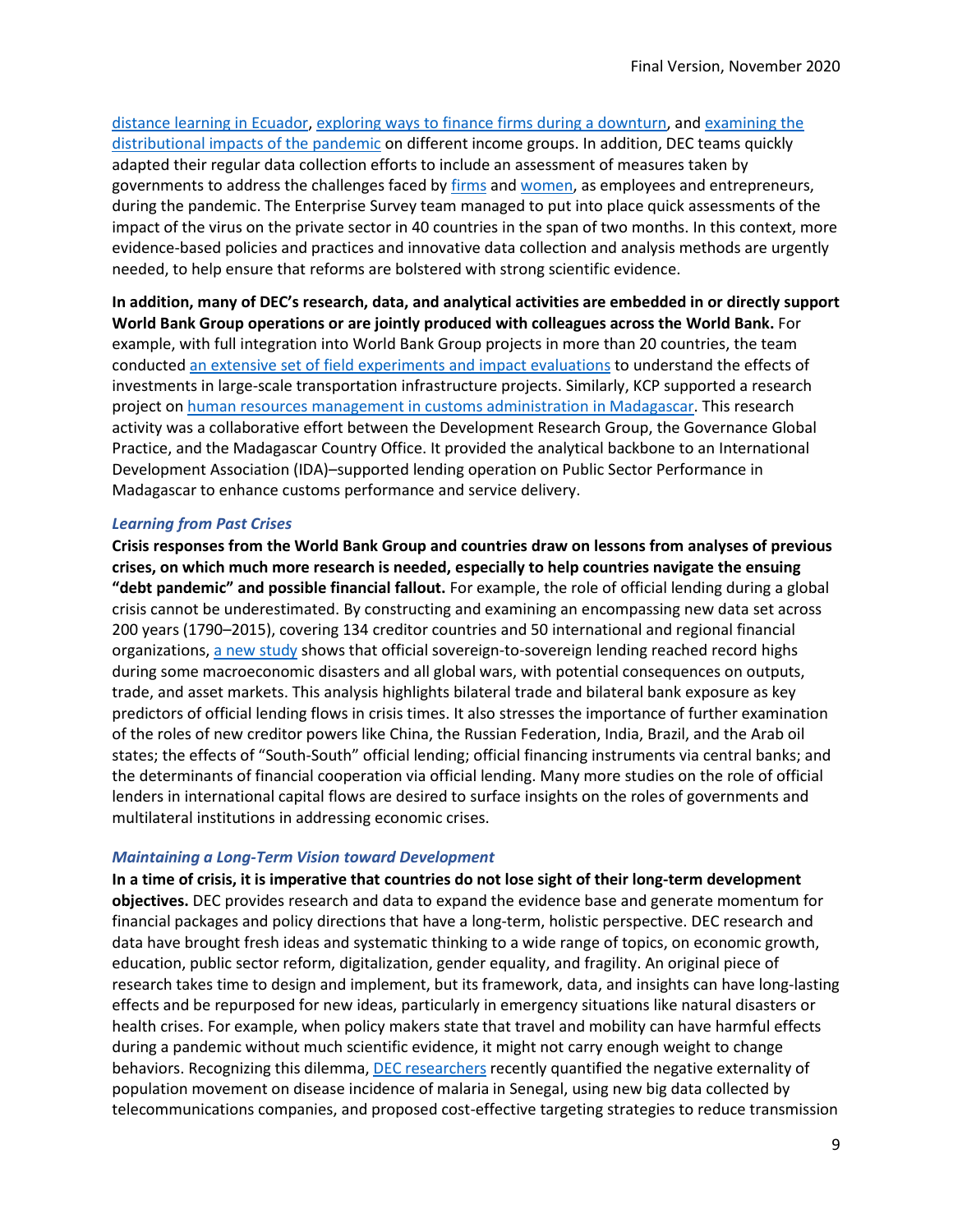distance learning in Ecuador, exploring ways to finance firms during a downturn, and examining the distributional impacts of the pandemic on different income groups. In addition, DEC teams quickly adapted their regular data collection efforts to include an assessment of measures taken by governments to address the challenges faced by firms and women, as employees and entrepreneurs, during the pandemic. The Enterprise Survey team managed to put into place quick assessments of the impact of the virus on the private sector in 40 countries in the span of two months. In this context, more evidence-based policies and practices and innovative data collection and analysis methods are urgently needed, to help ensure that reforms are bolstered with strong scientific evidence.

**In addition, many of DEC's research, data, and analytical activities are embedded in or directly support World Bank Group operations or are jointly produced with colleagues across the World Bank.** For example, with full integration into World Bank Group projects in more than 20 countries, the team conducted an extensive set of field experiments and impact evaluations to understand the effects of investments in large-scale transportation infrastructure projects. Similarly, KCP supported a research project on human resources management in customs administration in Madagascar. This research activity was a collaborative effort between the Development Research Group, the Governance Global Practice, and the Madagascar Country Office. It provided the analytical backbone to an International Development Association (IDA)–supported lending operation on Public Sector Performance in Madagascar to enhance customs performance and service delivery.

### *Learning from Past Crises*

**Crisis responses from the World Bank Group and countries draw on lessons from analyses of previous crises, on which much more research is needed, especially to help countries navigate the ensuing "debt pandemic" and possible financial fallout.** For example, the role of official lending during a global crisis cannot be underestimated. By constructing and examining an encompassing new data set across 200 years (1790–2015), covering 134 creditor countries and 50 international and regional financial organizations, a new study shows that official sovereign-to-sovereign lending reached record highs during some macroeconomic disasters and all global wars, with potential consequences on outputs, trade, and asset markets. This analysis highlights bilateral trade and bilateral bank exposure as key predictors of official lending flows in crisis times. It also stresses the importance of further examination of the roles of new creditor powers like China, the Russian Federation, India, Brazil, and the Arab oil states; the effects of "South-South" official lending; official financing instruments via central banks; and the determinants of financial cooperation via official lending. Many more studies on the role of official lenders in international capital flows are desired to surface insights on the roles of governments and multilateral institutions in addressing economic crises.

### *Maintaining a Long-Term Vision toward Development*

**In a time of crisis, it is imperative that countries do not lose sight of their long-term development objectives.** DEC provides research and data to expand the evidence base and generate momentum for financial packages and policy directions that have a long-term, holistic perspective. DEC research and data have brought fresh ideas and systematic thinking to a wide range of topics, on economic growth, education, public sector reform, digitalization, gender equality, and fragility. An original piece of research takes time to design and implement, but its framework, data, and insights can have long-lasting effects and be repurposed for new ideas, particularly in emergency situations like natural disasters or health crises. For example, when policy makers state that travel and mobility can have harmful effects during a pandemic without much scientific evidence, it might not carry enough weight to change behaviors. Recognizing this dilemma, DEC researchers recently quantified the negative externality of population movement on disease incidence of malaria in Senegal, using new big data collected by telecommunications companies, and proposed cost-effective targeting strategies to reduce transmission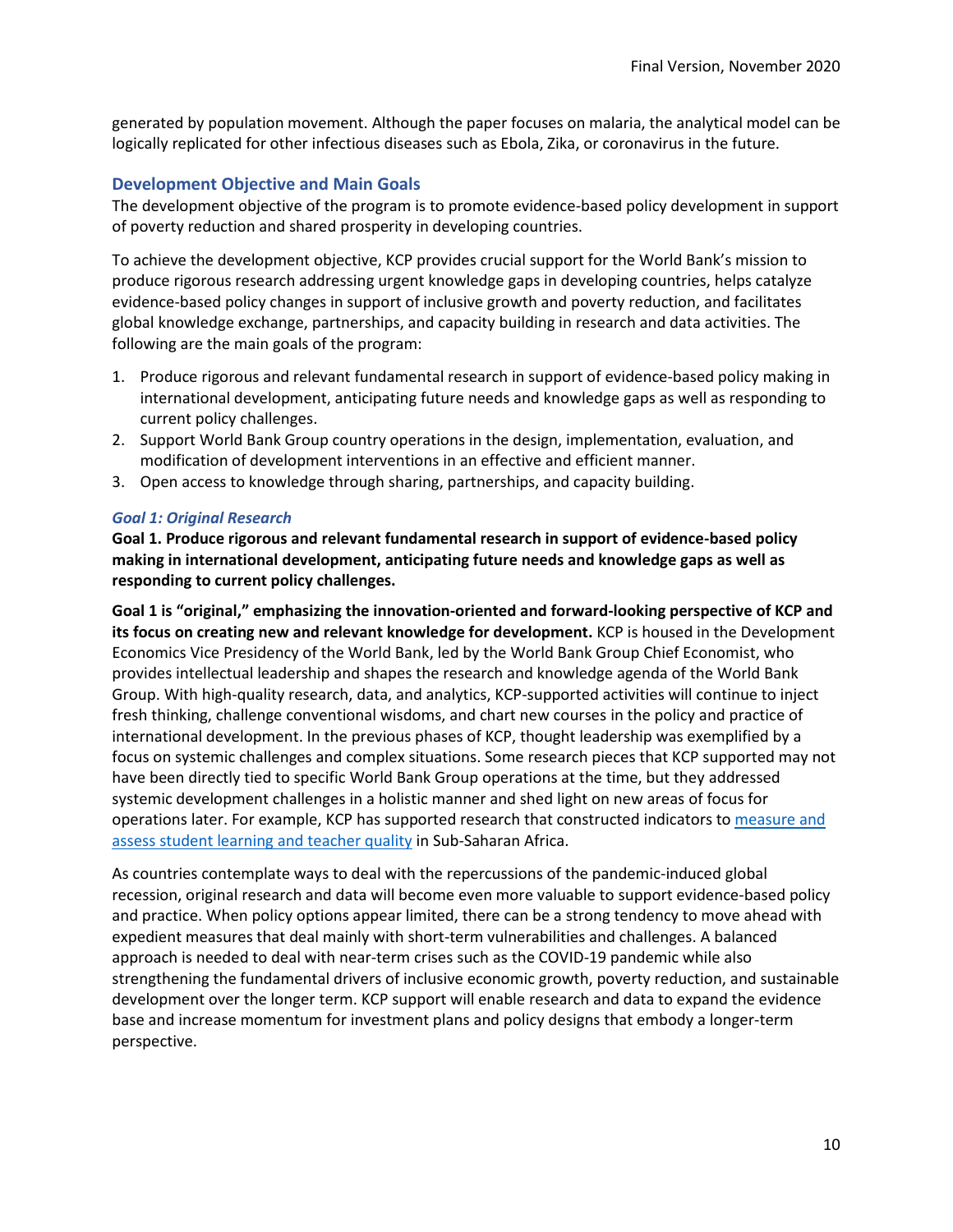generated by population movement. Although the paper focuses on malaria, the analytical model can be logically replicated for other infectious diseases such as Ebola, Zika, or coronavirus in the future.

## Development Objective and Main Goals

The development objective of the program is to promote evidence-based policy development in support of poverty reduction and shared prosperity in developing countries.

To achieve the development objective, KCP provides crucial support for the World Bank's mission to produce rigorous research addressing urgent knowledge gaps in developing countries, helps catalyze evidence-based policy changes in support of inclusive growth and poverty reduction, and facilitates global knowledge exchange, partnerships, and capacity building in research and data activities. The following are the main goals of the program:

1. Produce rigorous and relevant fundamental research in support of evidence-based policy making in international development, anticipating future needs and knowledge gaps as well as responding to current policy challenges.
2. Support World Bank Group country operations in the design, implementation, evaluation, and modification of development interventions in an effective and efficient manner.
3. Open access to knowledge through sharing, partnerships, and capacity building.

### *Goal 1: Original Research*

**Goal 1. Produce rigorous and relevant fundamental research in support of evidence-based policy making in international development, anticipating future needs and knowledge gaps as well as responding to current policy challenges.**

**Goal 1 is "original," emphasizing the innovation-oriented and forward-looking perspective of KCP and its focus on creating new and relevant knowledge for development.** KCP is housed in the Development Economics Vice Presidency of the World Bank, led by the World Bank Group Chief Economist, who provides intellectual leadership and shapes the research and knowledge agenda of the World Bank Group. With high-quality research, data, and analytics, KCP-supported activities will continue to inject fresh thinking, challenge conventional wisdoms, and chart new courses in the policy and practice of international development. In the previous phases of KCP, thought leadership was exemplified by a focus on systemic challenges and complex situations. Some research pieces that KCP supported may not have been directly tied to specific World Bank Group operations at the time, but they addressed systemic development challenges in a holistic manner and shed light on new areas of focus for operations later. For example, KCP has supported research that constructed indicators to measure and assess student learning and teacher quality in Sub-Saharan Africa.

As countries contemplate ways to deal with the repercussions of the pandemic-induced global recession, original research and data will become even more valuable to support evidence-based policy and practice. When policy options appear limited, there can be a strong tendency to move ahead with expedient measures that deal mainly with short-term vulnerabilities and challenges. A balanced approach is needed to deal with near-term crises such as the COVID-19 pandemic while also strengthening the fundamental drivers of inclusive economic growth, poverty reduction, and sustainable development over the longer term. KCP support will enable research and data to expand the evidence base and increase momentum for investment plans and policy designs that embody a longer-term perspective.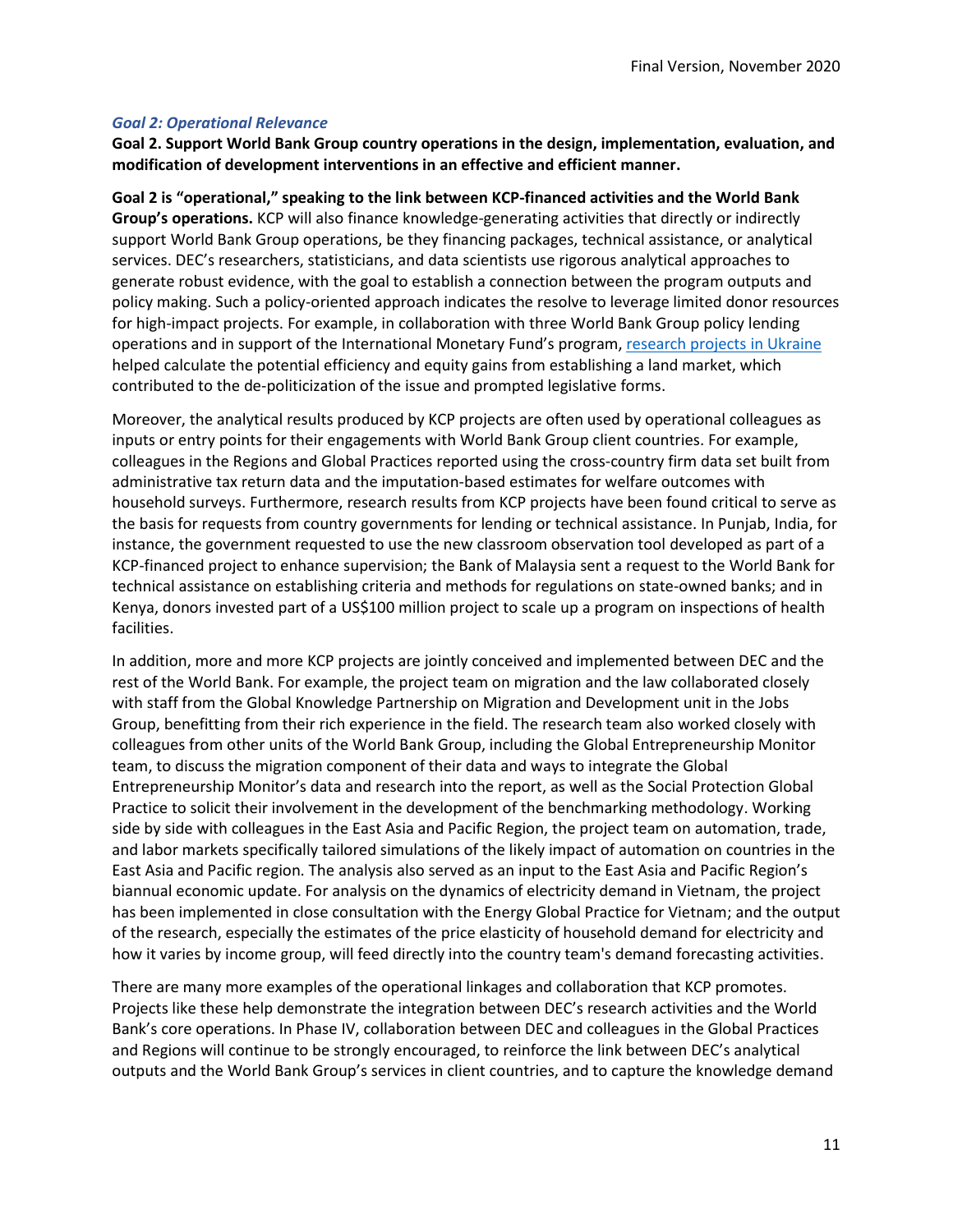### *Goal 2: Operational Relevance*

**Goal 2. Support World Bank Group country operations in the design, implementation, evaluation, and modification of development interventions in an effective and efficient manner.**

**Goal 2 is "operational," speaking to the link between KCP-financed activities and the World Bank Group's operations.** KCP will also finance knowledge-generating activities that directly or indirectly support World Bank Group operations, be they financing packages, technical assistance, or analytical services. DEC's researchers, statisticians, and data scientists use rigorous analytical approaches to generate robust evidence, with the goal to establish a connection between the program outputs and policy making. Such a policy-oriented approach indicates the resolve to leverage limited donor resources for high-impact projects. For example, in collaboration with three World Bank Group policy lending operations and in support of the International Monetary Fund's program, research projects in Ukraine helped calculate the potential efficiency and equity gains from establishing a land market, which contributed to the de-politicization of the issue and prompted legislative forms.

Moreover, the analytical results produced by KCP projects are often used by operational colleagues as inputs or entry points for their engagements with World Bank Group client countries. For example, colleagues in the Regions and Global Practices reported using the cross-country firm data set built from administrative tax return data and the imputation-based estimates for welfare outcomes with household surveys. Furthermore, research results from KCP projects have been found critical to serve as the basis for requests from country governments for lending or technical assistance. In Punjab, India, for instance, the government requested to use the new classroom observation tool developed as part of a KCP-financed project to enhance supervision; the Bank of Malaysia sent a request to the World Bank for technical assistance on establishing criteria and methods for regulations on state-owned banks; and in Kenya, donors invested part of a US$100 million project to scale up a program on inspections of health facilities.

In addition, more and more KCP projects are jointly conceived and implemented between DEC and the rest of the World Bank. For example, the project team on migration and the law collaborated closely with staff from the Global Knowledge Partnership on Migration and Development unit in the Jobs Group, benefitting from their rich experience in the field. The research team also worked closely with colleagues from other units of the World Bank Group, including the Global Entrepreneurship Monitor team, to discuss the migration component of their data and ways to integrate the Global Entrepreneurship Monitor's data and research into the report, as well as the Social Protection Global Practice to solicit their involvement in the development of the benchmarking methodology. Working side by side with colleagues in the East Asia and Pacific Region, the project team on automation, trade, and labor markets specifically tailored simulations of the likely impact of automation on countries in the East Asia and Pacific region. The analysis also served as an input to the East Asia and Pacific Region's biannual economic update. For analysis on the dynamics of electricity demand in Vietnam, the project has been implemented in close consultation with the Energy Global Practice for Vietnam; and the output of the research, especially the estimates of the price elasticity of household demand for electricity and how it varies by income group, will feed directly into the country team's demand forecasting activities.

There are many more examples of the operational linkages and collaboration that KCP promotes. Projects like these help demonstrate the integration between DEC's research activities and the World Bank's core operations. In Phase IV, collaboration between DEC and colleagues in the Global Practices and Regions will continue to be strongly encouraged, to reinforce the link between DEC's analytical outputs and the World Bank Group's services in client countries, and to capture the knowledge demand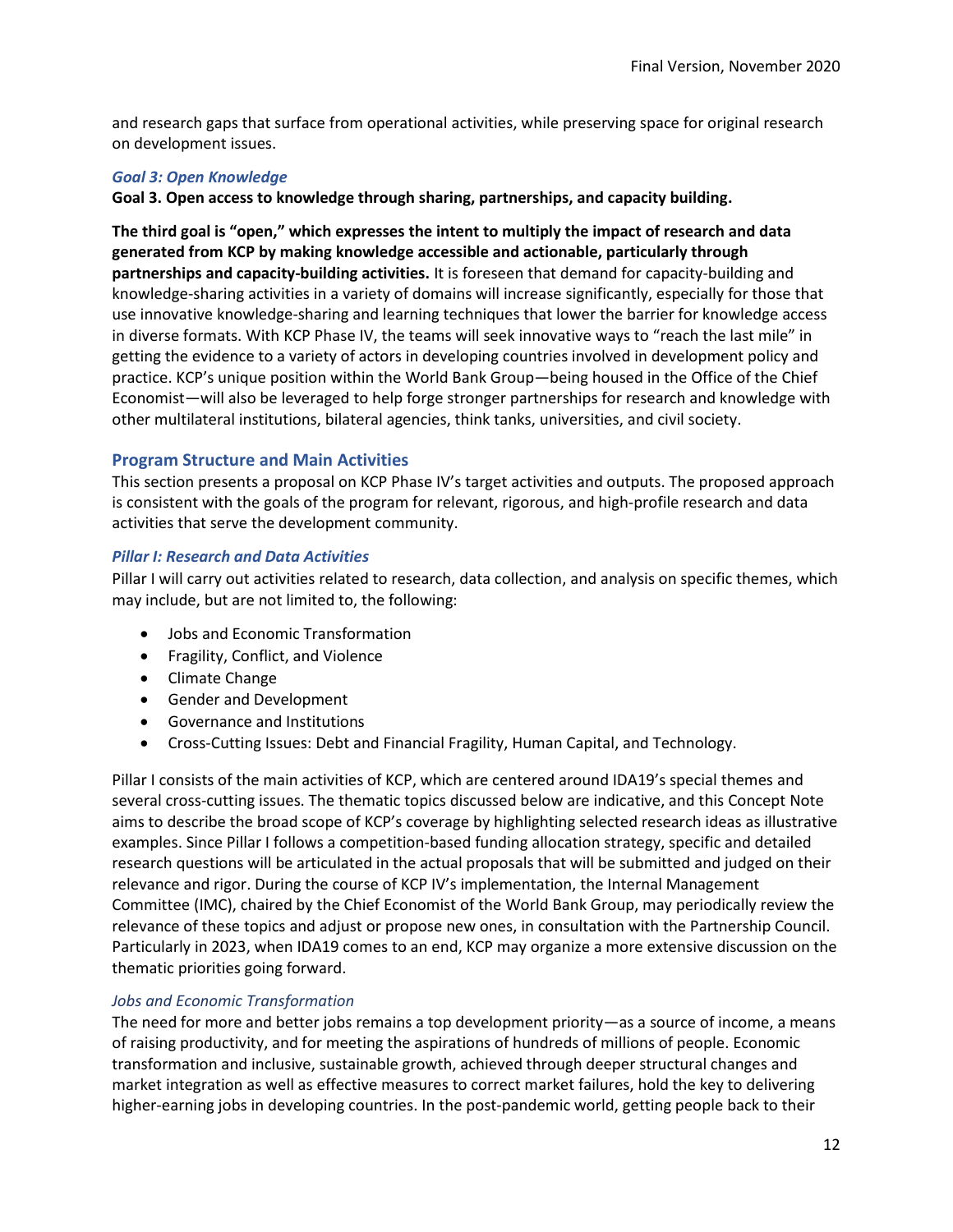and research gaps that surface from operational activities, while preserving space for original research on development issues.

### *Goal 3: Open Knowledge*

**Goal 3. Open access to knowledge through sharing, partnerships, and capacity building.**

**The third goal is "open," which expresses the intent to multiply the impact of research and data generated from KCP by making knowledge accessible and actionable, particularly through partnerships and capacity-building activities.** It is foreseen that demand for capacity-building and knowledge-sharing activities in a variety of domains will increase significantly, especially for those that use innovative knowledge-sharing and learning techniques that lower the barrier for knowledge access in diverse formats. With KCP Phase IV, the teams will seek innovative ways to "reach the last mile" in getting the evidence to a variety of actors in developing countries involved in development policy and practice. KCP's unique position within the World Bank Group—being housed in the Office of the Chief Economist—will also be leveraged to help forge stronger partnerships for research and knowledge with other multilateral institutions, bilateral agencies, think tanks, universities, and civil society.

## Program Structure and Main Activities

This section presents a proposal on KCP Phase IV's target activities and outputs. The proposed approach is consistent with the goals of the program for relevant, rigorous, and high-profile research and data activities that serve the development community.

### *Pillar I: Research and Data Activities*

Pillar I will carry out activities related to research, data collection, and analysis on specific themes, which may include, but are not limited to, the following:

- Jobs and Economic Transformation
- Fragility, Conflict, and Violence
- Climate Change
- Gender and Development
- Governance and Institutions
- Cross-Cutting Issues: Debt and Financial Fragility, Human Capital, and Technology.

Pillar I consists of the main activities of KCP, which are centered around IDA19's special themes and several cross-cutting issues. The thematic topics discussed below are indicative, and this Concept Note aims to describe the broad scope of KCP's coverage by highlighting selected research ideas as illustrative examples. Since Pillar I follows a competition-based funding allocation strategy, specific and detailed research questions will be articulated in the actual proposals that will be submitted and judged on their relevance and rigor. During the course of KCP IV's implementation, the Internal Management Committee (IMC), chaired by the Chief Economist of the World Bank Group, may periodically review the relevance of these topics and adjust or propose new ones, in consultation with the Partnership Council. Particularly in 2023, when IDA19 comes to an end, KCP may organize a more extensive discussion on the thematic priorities going forward.

#### *Jobs and Economic Transformation*

The need for more and better jobs remains a top development priority—as a source of income, a means of raising productivity, and for meeting the aspirations of hundreds of millions of people. Economic transformation and inclusive, sustainable growth, achieved through deeper structural changes and market integration as well as effective measures to correct market failures, hold the key to delivering higher-earning jobs in developing countries. In the post-pandemic world, getting people back to their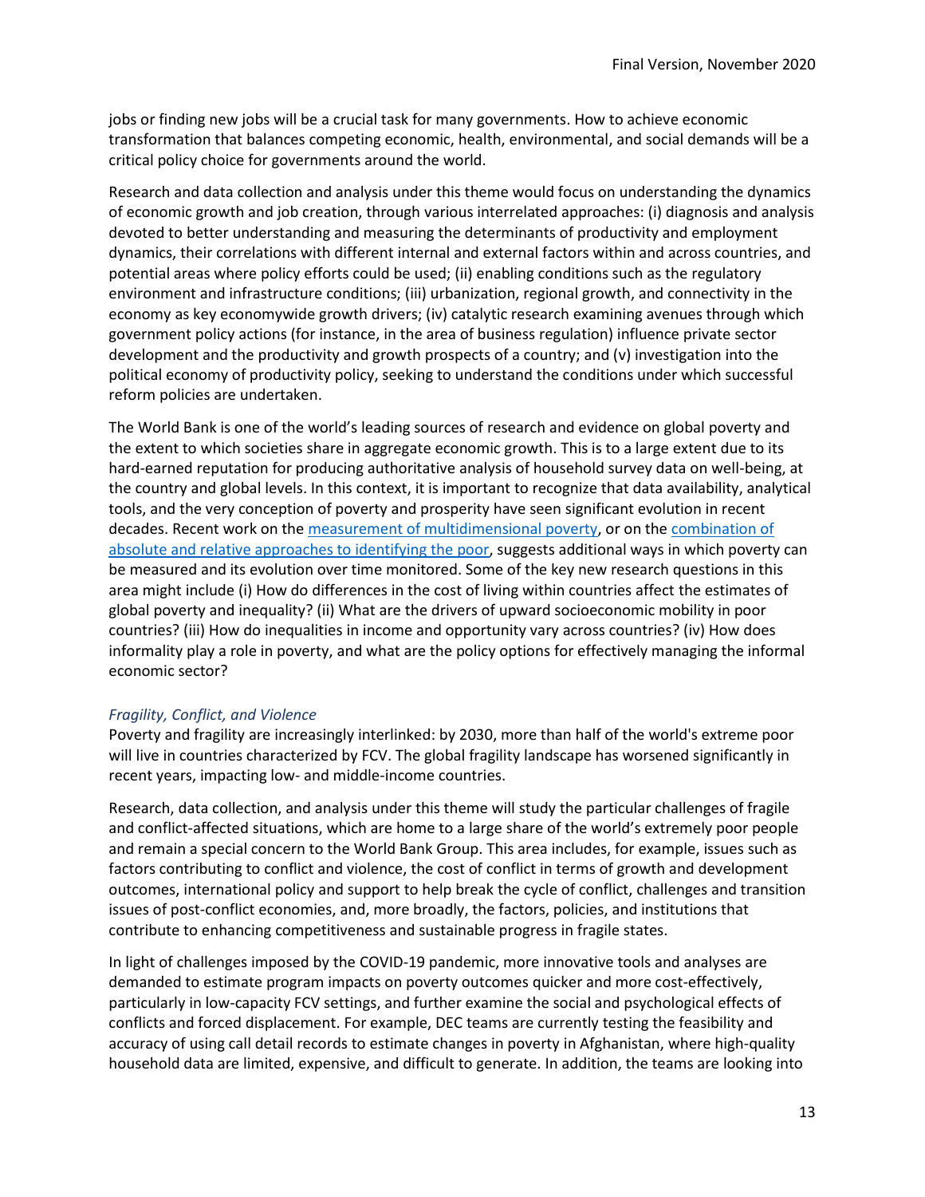jobs or finding new jobs will be a crucial task for many governments. How to achieve economic transformation that balances competing economic, health, environmental, and social demands will be a critical policy choice for governments around the world.

Research and data collection and analysis under this theme would focus on understanding the dynamics of economic growth and job creation, through various interrelated approaches: (i) diagnosis and analysis devoted to better understanding and measuring the determinants of productivity and employment dynamics, their correlations with different internal and external factors within and across countries, and potential areas where policy efforts could be used; (ii) enabling conditions such as the regulatory environment and infrastructure conditions; (iii) urbanization, regional growth, and connectivity in the economy as key economywide growth drivers; (iv) catalytic research examining avenues through which government policy actions (for instance, in the area of business regulation) influence private sector development and the productivity and growth prospects of a country; and (v) investigation into the political economy of productivity policy, seeking to understand the conditions under which successful reform policies are undertaken.

The World Bank is one of the world's leading sources of research and evidence on global poverty and the extent to which societies share in aggregate economic growth. This is to a large extent due to its hard-earned reputation for producing authoritative analysis of household survey data on well-being, at the country and global levels. In this context, it is important to recognize that data availability, analytical tools, and the very conception of poverty and prosperity have seen significant evolution in recent decades. Recent work on the measurement of multidimensional poverty, or on the combination of absolute and relative approaches to identifying the poor, suggests additional ways in which poverty can be measured and its evolution over time monitored. Some of the key new research questions in this area might include (i) How do differences in the cost of living within countries affect the estimates of global poverty and inequality? (ii) What are the drivers of upward socioeconomic mobility in poor countries? (iii) How do inequalities in income and opportunity vary across countries? (iv) How does informality play a role in poverty, and what are the policy options for effectively managing the informal economic sector?

### *Fragility, Conflict, and Violence*

Poverty and fragility are increasingly interlinked: by 2030, more than half of the world's extreme poor will live in countries characterized by FCV. The global fragility landscape has worsened significantly in recent years, impacting low- and middle-income countries.

Research, data collection, and analysis under this theme will study the particular challenges of fragile and conflict-affected situations, which are home to a large share of the world's extremely poor people and remain a special concern to the World Bank Group. This area includes, for example, issues such as factors contributing to conflict and violence, the cost of conflict in terms of growth and development outcomes, international policy and support to help break the cycle of conflict, challenges and transition issues of post-conflict economies, and, more broadly, the factors, policies, and institutions that contribute to enhancing competitiveness and sustainable progress in fragile states.

In light of challenges imposed by the COVID-19 pandemic, more innovative tools and analyses are demanded to estimate program impacts on poverty outcomes quicker and more cost-effectively, particularly in low-capacity FCV settings, and further examine the social and psychological effects of conflicts and forced displacement. For example, DEC teams are currently testing the feasibility and accuracy of using call detail records to estimate changes in poverty in Afghanistan, where high-quality household data are limited, expensive, and difficult to generate. In addition, the teams are looking into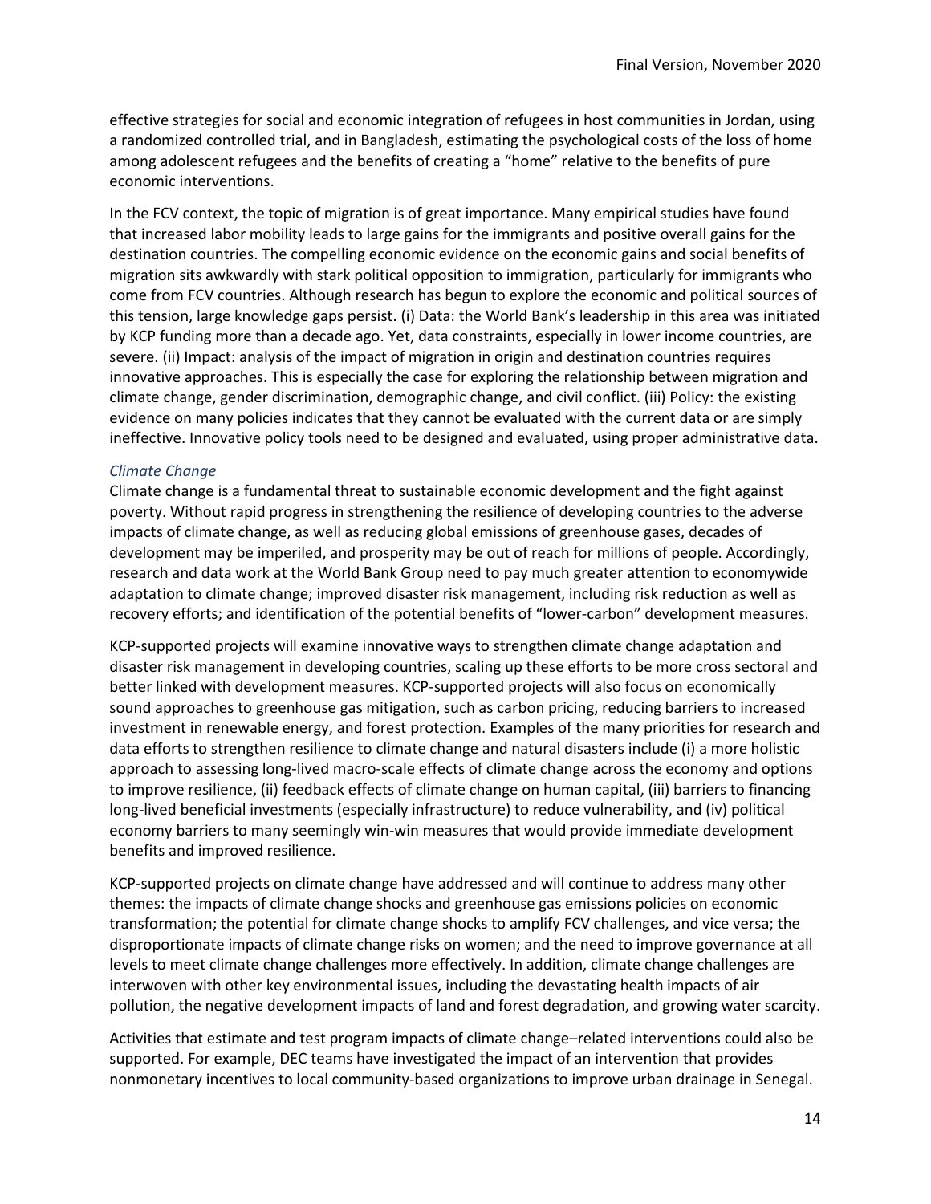effective strategies for social and economic integration of refugees in host communities in Jordan, using a randomized controlled trial, and in Bangladesh, estimating the psychological costs of the loss of home among adolescent refugees and the benefits of creating a "home" relative to the benefits of pure economic interventions.

In the FCV context, the topic of migration is of great importance. Many empirical studies have found that increased labor mobility leads to large gains for the immigrants and positive overall gains for the destination countries. The compelling economic evidence on the economic gains and social benefits of migration sits awkwardly with stark political opposition to immigration, particularly for immigrants who come from FCV countries. Although research has begun to explore the economic and political sources of this tension, large knowledge gaps persist. (i) Data: the World Bank's leadership in this area was initiated by KCP funding more than a decade ago. Yet, data constraints, especially in lower income countries, are severe. (ii) Impact: analysis of the impact of migration in origin and destination countries requires innovative approaches. This is especially the case for exploring the relationship between migration and climate change, gender discrimination, demographic change, and civil conflict. (iii) Policy: the existing evidence on many policies indicates that they cannot be evaluated with the current data or are simply ineffective. Innovative policy tools need to be designed and evaluated, using proper administrative data.

*Climate Change*

Climate change is a fundamental threat to sustainable economic development and the fight against poverty. Without rapid progress in strengthening the resilience of developing countries to the adverse impacts of climate change, as well as reducing global emissions of greenhouse gases, decades of development may be imperiled, and prosperity may be out of reach for millions of people. Accordingly, research and data work at the World Bank Group need to pay much greater attention to economywide adaptation to climate change; improved disaster risk management, including risk reduction as well as recovery efforts; and identification of the potential benefits of "lower-carbon" development measures.

KCP-supported projects will examine innovative ways to strengthen climate change adaptation and disaster risk management in developing countries, scaling up these efforts to be more cross sectoral and better linked with development measures. KCP-supported projects will also focus on economically sound approaches to greenhouse gas mitigation, such as carbon pricing, reducing barriers to increased investment in renewable energy, and forest protection. Examples of the many priorities for research and data efforts to strengthen resilience to climate change and natural disasters include (i) a more holistic approach to assessing long-lived macro-scale effects of climate change across the economy and options to improve resilience, (ii) feedback effects of climate change on human capital, (iii) barriers to financing long-lived beneficial investments (especially infrastructure) to reduce vulnerability, and (iv) political economy barriers to many seemingly win-win measures that would provide immediate development benefits and improved resilience.

KCP-supported projects on climate change have addressed and will continue to address many other themes: the impacts of climate change shocks and greenhouse gas emissions policies on economic transformation; the potential for climate change shocks to amplify FCV challenges, and vice versa; the disproportionate impacts of climate change risks on women; and the need to improve governance at all levels to meet climate change challenges more effectively. In addition, climate change challenges are interwoven with other key environmental issues, including the devastating health impacts of air pollution, the negative development impacts of land and forest degradation, and growing water scarcity.

Activities that estimate and test program impacts of climate change–related interventions could also be supported. For example, DEC teams have investigated the impact of an intervention that provides nonmonetary incentives to local community-based organizations to improve urban drainage in Senegal.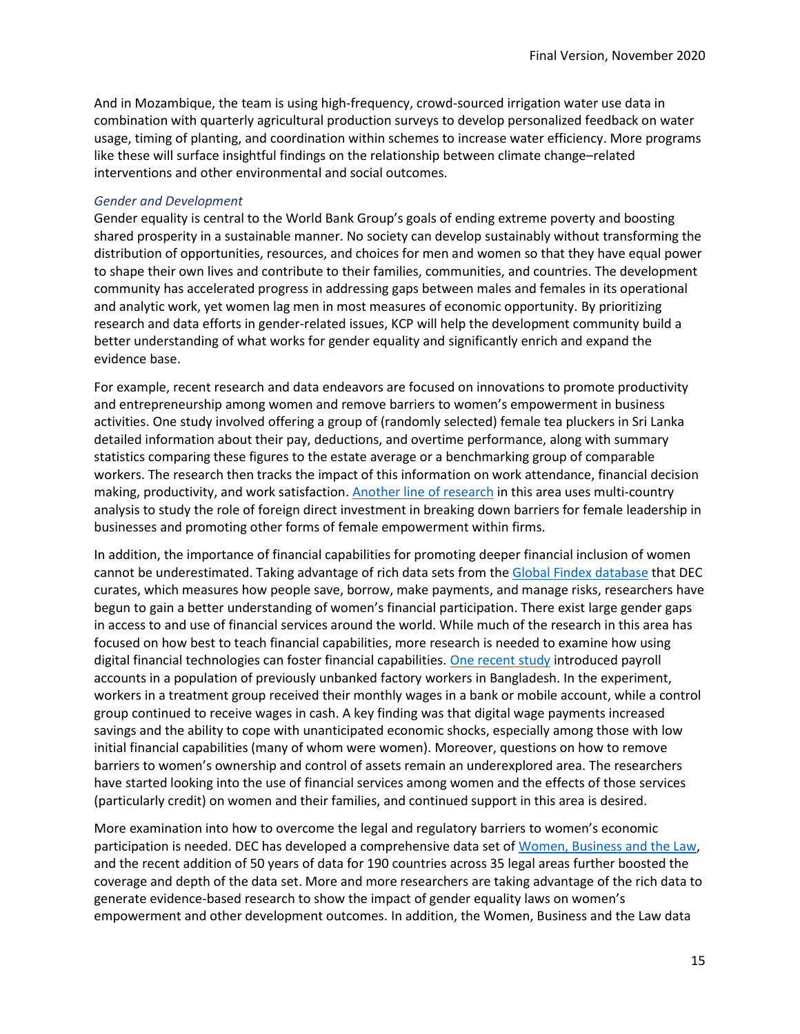And in Mozambique, the team is using high-frequency, crowd-sourced irrigation water use data in combination with quarterly agricultural production surveys to develop personalized feedback on water usage, timing of planting, and coordination within schemes to increase water efficiency. More programs like these will surface insightful findings on the relationship between climate change–related interventions and other environmental and social outcomes.

*Gender and Development*

Gender equality is central to the World Bank Group's goals of ending extreme poverty and boosting shared prosperity in a sustainable manner. No society can develop sustainably without transforming the distribution of opportunities, resources, and choices for men and women so that they have equal power to shape their own lives and contribute to their families, communities, and countries. The development community has accelerated progress in addressing gaps between males and females in its operational and analytic work, yet women lag men in most measures of economic opportunity. By prioritizing research and data efforts in gender-related issues, KCP will help the development community build a better understanding of what works for gender equality and significantly enrich and expand the evidence base.

For example, recent research and data endeavors are focused on innovations to promote productivity and entrepreneurship among women and remove barriers to women's empowerment in business activities. One study involved offering a group of (randomly selected) female tea pluckers in Sri Lanka detailed information about their pay, deductions, and overtime performance, along with summary statistics comparing these figures to the estate average or a benchmarking group of comparable workers. The research then tracks the impact of this information on work attendance, financial decision making, productivity, and work satisfaction. Another line of research in this area uses multi-country analysis to study the role of foreign direct investment in breaking down barriers for female leadership in businesses and promoting other forms of female empowerment within firms.

In addition, the importance of financial capabilities for promoting deeper financial inclusion of women cannot be underestimated. Taking advantage of rich data sets from the Global Findex database that DEC curates, which measures how people save, borrow, make payments, and manage risks, researchers have begun to gain a better understanding of women's financial participation. There exist large gender gaps in access to and use of financial services around the world. While much of the research in this area has focused on how best to teach financial capabilities, more research is needed to examine how using digital financial technologies can foster financial capabilities. One recent study introduced payroll accounts in a population of previously unbanked factory workers in Bangladesh. In the experiment, workers in a treatment group received their monthly wages in a bank or mobile account, while a control group continued to receive wages in cash. A key finding was that digital wage payments increased savings and the ability to cope with unanticipated economic shocks, especially among those with low initial financial capabilities (many of whom were women). Moreover, questions on how to remove barriers to women's ownership and control of assets remain an underexplored area. The researchers have started looking into the use of financial services among women and the effects of those services (particularly credit) on women and their families, and continued support in this area is desired.

More examination into how to overcome the legal and regulatory barriers to women's economic participation is needed. DEC has developed a comprehensive data set of Women, Business and the Law, and the recent addition of 50 years of data for 190 countries across 35 legal areas further boosted the coverage and depth of the data set. More and more researchers are taking advantage of the rich data to generate evidence-based research to show the impact of gender equality laws on women's empowerment and other development outcomes. In addition, the Women, Business and the Law data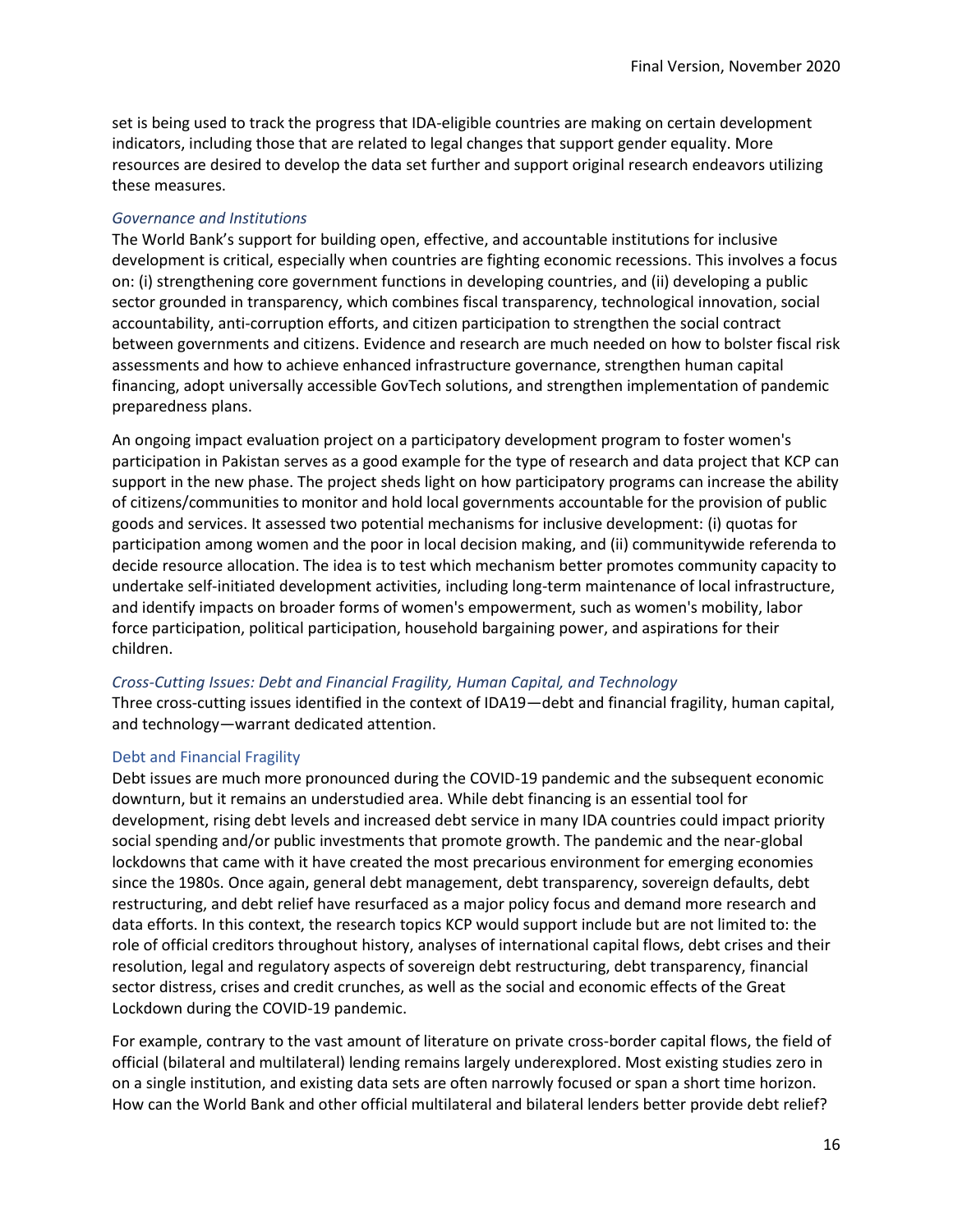set is being used to track the progress that IDA-eligible countries are making on certain development indicators, including those that are related to legal changes that support gender equality. More resources are desired to develop the data set further and support original research endeavors utilizing these measures.

### *Governance and Institutions*

The World Bank's support for building open, effective, and accountable institutions for inclusive development is critical, especially when countries are fighting economic recessions. This involves a focus on: (i) strengthening core government functions in developing countries, and (ii) developing a public sector grounded in transparency, which combines fiscal transparency, technological innovation, social accountability, anti-corruption efforts, and citizen participation to strengthen the social contract between governments and citizens. Evidence and research are much needed on how to bolster fiscal risk assessments and how to achieve enhanced infrastructure governance, strengthen human capital financing, adopt universally accessible GovTech solutions, and strengthen implementation of pandemic preparedness plans.

An ongoing impact evaluation project on a participatory development program to foster women's participation in Pakistan serves as a good example for the type of research and data project that KCP can support in the new phase. The project sheds light on how participatory programs can increase the ability of citizens/communities to monitor and hold local governments accountable for the provision of public goods and services. It assessed two potential mechanisms for inclusive development: (i) quotas for participation among women and the poor in local decision making, and (ii) communitywide referenda to decide resource allocation. The idea is to test which mechanism better promotes community capacity to undertake self-initiated development activities, including long-term maintenance of local infrastructure, and identify impacts on broader forms of women's empowerment, such as women's mobility, labor force participation, political participation, household bargaining power, and aspirations for their children.

### *Cross-Cutting Issues: Debt and Financial Fragility, Human Capital, and Technology*

Three cross-cutting issues identified in the context of IDA19—debt and financial fragility, human capital, and technology—warrant dedicated attention.

#### Debt and Financial Fragility

Debt issues are much more pronounced during the COVID-19 pandemic and the subsequent economic downturn, but it remains an understudied area. While debt financing is an essential tool for development, rising debt levels and increased debt service in many IDA countries could impact priority social spending and/or public investments that promote growth. The pandemic and the near-global lockdowns that came with it have created the most precarious environment for emerging economies since the 1980s. Once again, general debt management, debt transparency, sovereign defaults, debt restructuring, and debt relief have resurfaced as a major policy focus and demand more research and data efforts. In this context, the research topics KCP would support include but are not limited to: the role of official creditors throughout history, analyses of international capital flows, debt crises and their resolution, legal and regulatory aspects of sovereign debt restructuring, debt transparency, financial sector distress, crises and credit crunches, as well as the social and economic effects of the Great Lockdown during the COVID-19 pandemic.

For example, contrary to the vast amount of literature on private cross-border capital flows, the field of official (bilateral and multilateral) lending remains largely underexplored. Most existing studies zero in on a single institution, and existing data sets are often narrowly focused or span a short time horizon. How can the World Bank and other official multilateral and bilateral lenders better provide debt relief?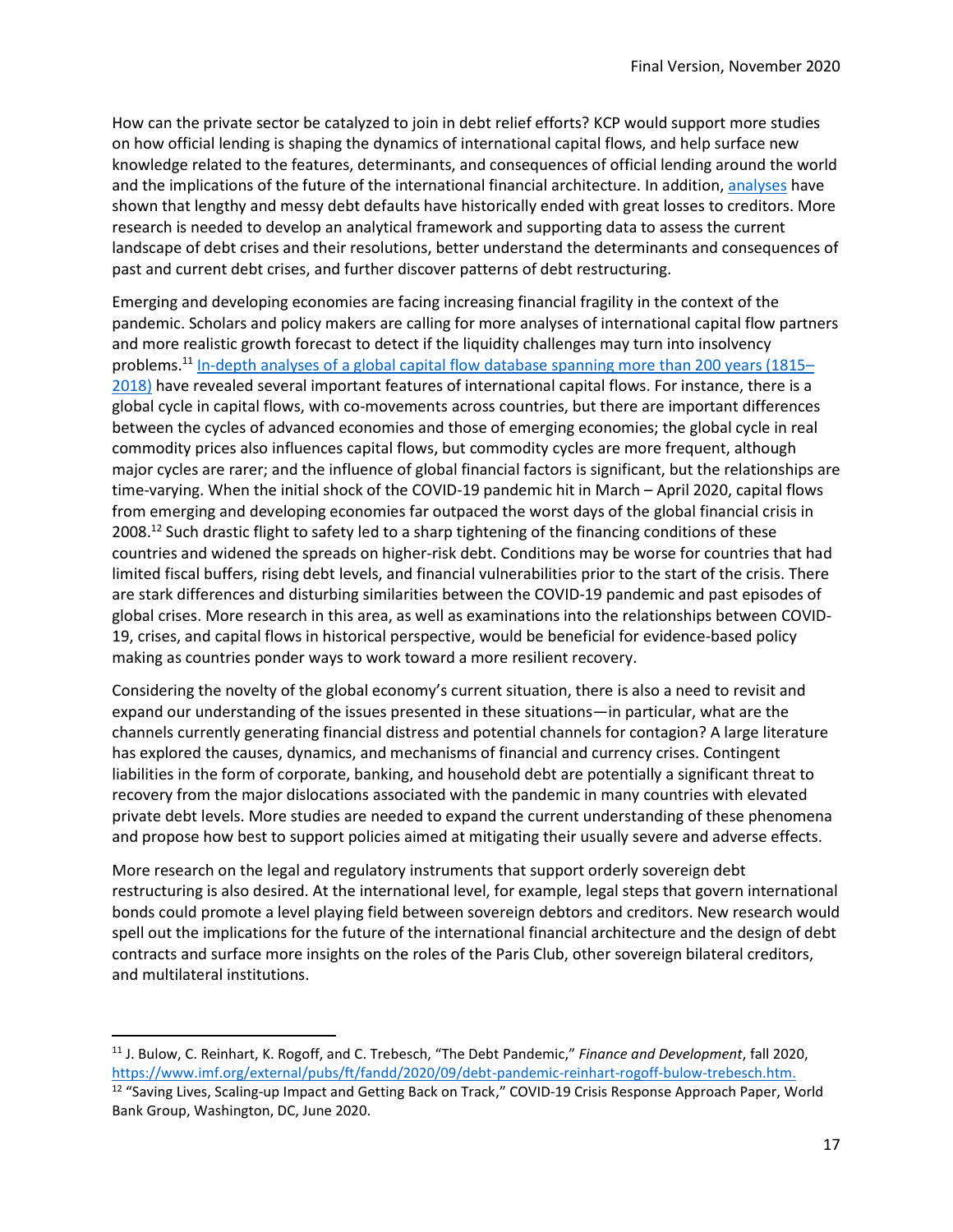How can the private sector be catalyzed to join in debt relief efforts? KCP would support more studies on how official lending is shaping the dynamics of international capital flows, and help surface new knowledge related to the features, determinants, and consequences of official lending around the world and the implications of the future of the international financial architecture. In addition, analyses have shown that lengthy and messy debt defaults have historically ended with great losses to creditors. More research is needed to develop an analytical framework and supporting data to assess the current landscape of debt crises and their resolutions, better understand the determinants and consequences of past and current debt crises, and further discover patterns of debt restructuring.

Emerging and developing economies are facing increasing financial fragility in the context of the pandemic. Scholars and policy makers are calling for more analyses of international capital flow partners and more realistic growth forecast to detect if the liquidity challenges may turn into insolvency problems.[11] In-depth analyses of a global capital flow database spanning more than 200 years (1815–2018) have revealed several important features of international capital flows. For instance, there is a global cycle in capital flows, with co-movements across countries, but there are important differences between the cycles of advanced economies and those of emerging economies; the global cycle in real commodity prices also influences capital flows, but commodity cycles are more frequent, although major cycles are rarer; and the influence of global financial factors is significant, but the relationships are time-varying. When the initial shock of the COVID-19 pandemic hit in March – April 2020, capital flows from emerging and developing economies far outpaced the worst days of the global financial crisis in 2008.[12] Such drastic flight to safety led to a sharp tightening of the financing conditions of these countries and widened the spreads on higher-risk debt. Conditions may be worse for countries that had limited fiscal buffers, rising debt levels, and financial vulnerabilities prior to the start of the crisis. There are stark differences and disturbing similarities between the COVID-19 pandemic and past episodes of global crises. More research in this area, as well as examinations into the relationships between COVID-19, crises, and capital flows in historical perspective, would be beneficial for evidence-based policy making as countries ponder ways to work toward a more resilient recovery.

Considering the novelty of the global economy's current situation, there is also a need to revisit and expand our understanding of the issues presented in these situations—in particular, what are the channels currently generating financial distress and potential channels for contagion? A large literature has explored the causes, dynamics, and mechanisms of financial and currency crises. Contingent liabilities in the form of corporate, banking, and household debt are potentially a significant threat to recovery from the major dislocations associated with the pandemic in many countries with elevated private debt levels. More studies are needed to expand the current understanding of these phenomena and propose how best to support policies aimed at mitigating their usually severe and adverse effects.

More research on the legal and regulatory instruments that support orderly sovereign debt restructuring is also desired. At the international level, for example, legal steps that govern international bonds could promote a level playing field between sovereign debtors and creditors. New research would spell out the implications for the future of the international financial architecture and the design of debt contracts and surface more insights on the roles of the Paris Club, other sovereign bilateral creditors, and multilateral institutions.

---

[11] J. Bulow, C. Reinhart, K. Rogoff, and C. Trebesch, "The Debt Pandemic," *Finance and Development*, fall 2020, https://www.imf.org/external/pubs/ft/fandd/2020/09/debt-pandemic-reinhart-rogoff-bulow-trebesch.htm.

[12] "Saving Lives, Scaling-up Impact and Getting Back on Track," COVID-19 Crisis Response Approach Paper, World Bank Group, Washington, DC, June 2020.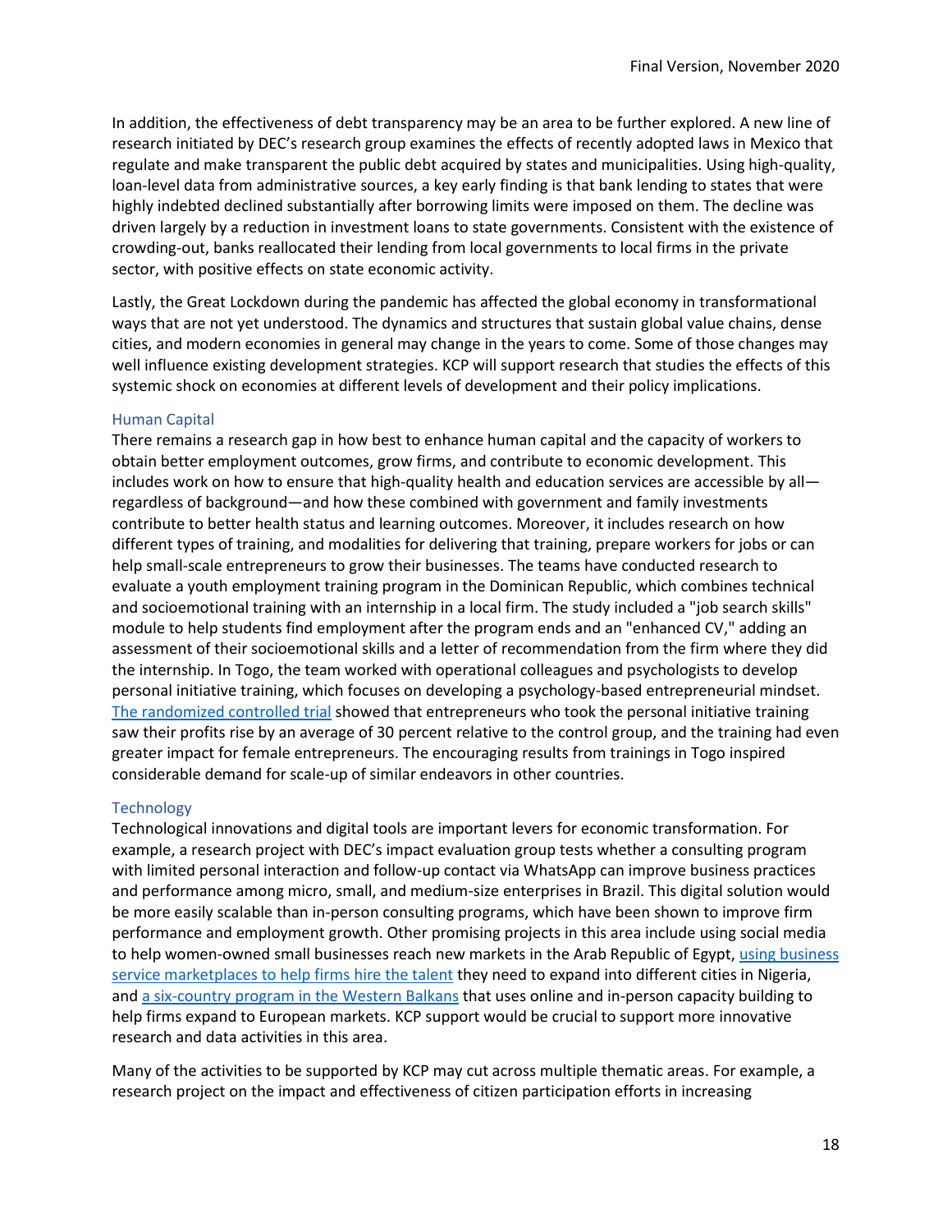In addition, the effectiveness of debt transparency may be an area to be further explored. A new line of research initiated by DEC's research group examines the effects of recently adopted laws in Mexico that regulate and make transparent the public debt acquired by states and municipalities. Using high-quality, loan-level data from administrative sources, a key early finding is that bank lending to states that were highly indebted declined substantially after borrowing limits were imposed on them. The decline was driven largely by a reduction in investment loans to state governments. Consistent with the existence of crowding-out, banks reallocated their lending from local governments to local firms in the private sector, with positive effects on state economic activity.

Lastly, the Great Lockdown during the pandemic has affected the global economy in transformational ways that are not yet understood. The dynamics and structures that sustain global value chains, dense cities, and modern economies in general may change in the years to come. Some of those changes may well influence existing development strategies. KCP will support research that studies the effects of this systemic shock on economies at different levels of development and their policy implications.

### Human Capital

There remains a research gap in how best to enhance human capital and the capacity of workers to obtain better employment outcomes, grow firms, and contribute to economic development. This includes work on how to ensure that high-quality health and education services are accessible by all—regardless of background—and how these combined with government and family investments contribute to better health status and learning outcomes. Moreover, it includes research on how different types of training, and modalities for delivering that training, prepare workers for jobs or can help small-scale entrepreneurs to grow their businesses. The teams have conducted research to evaluate a youth employment training program in the Dominican Republic, which combines technical and socioemotional training with an internship in a local firm. The study included a "job search skills" module to help students find employment after the program ends and an "enhanced CV," adding an assessment of their socioemotional skills and a letter of recommendation from the firm where they did the internship. In Togo, the team worked with operational colleagues and psychologists to develop personal initiative training, which focuses on developing a psychology-based entrepreneurial mindset. The randomized controlled trial showed that entrepreneurs who took the personal initiative training saw their profits rise by an average of 30 percent relative to the control group, and the training had even greater impact for female entrepreneurs. The encouraging results from trainings in Togo inspired considerable demand for scale-up of similar endeavors in other countries.

### Technology

Technological innovations and digital tools are important levers for economic transformation. For example, a research project with DEC's impact evaluation group tests whether a consulting program with limited personal interaction and follow-up contact via WhatsApp can improve business practices and performance among micro, small, and medium-size enterprises in Brazil. This digital solution would be more easily scalable than in-person consulting programs, which have been shown to improve firm performance and employment growth. Other promising projects in this area include using social media to help women-owned small businesses reach new markets in the Arab Republic of Egypt, using business service marketplaces to help firms hire the talent they need to expand into different cities in Nigeria, and a six-country program in the Western Balkans that uses online and in-person capacity building to help firms expand to European markets. KCP support would be crucial to support more innovative research and data activities in this area.

Many of the activities to be supported by KCP may cut across multiple thematic areas. For example, a research project on the impact and effectiveness of citizen participation efforts in increasing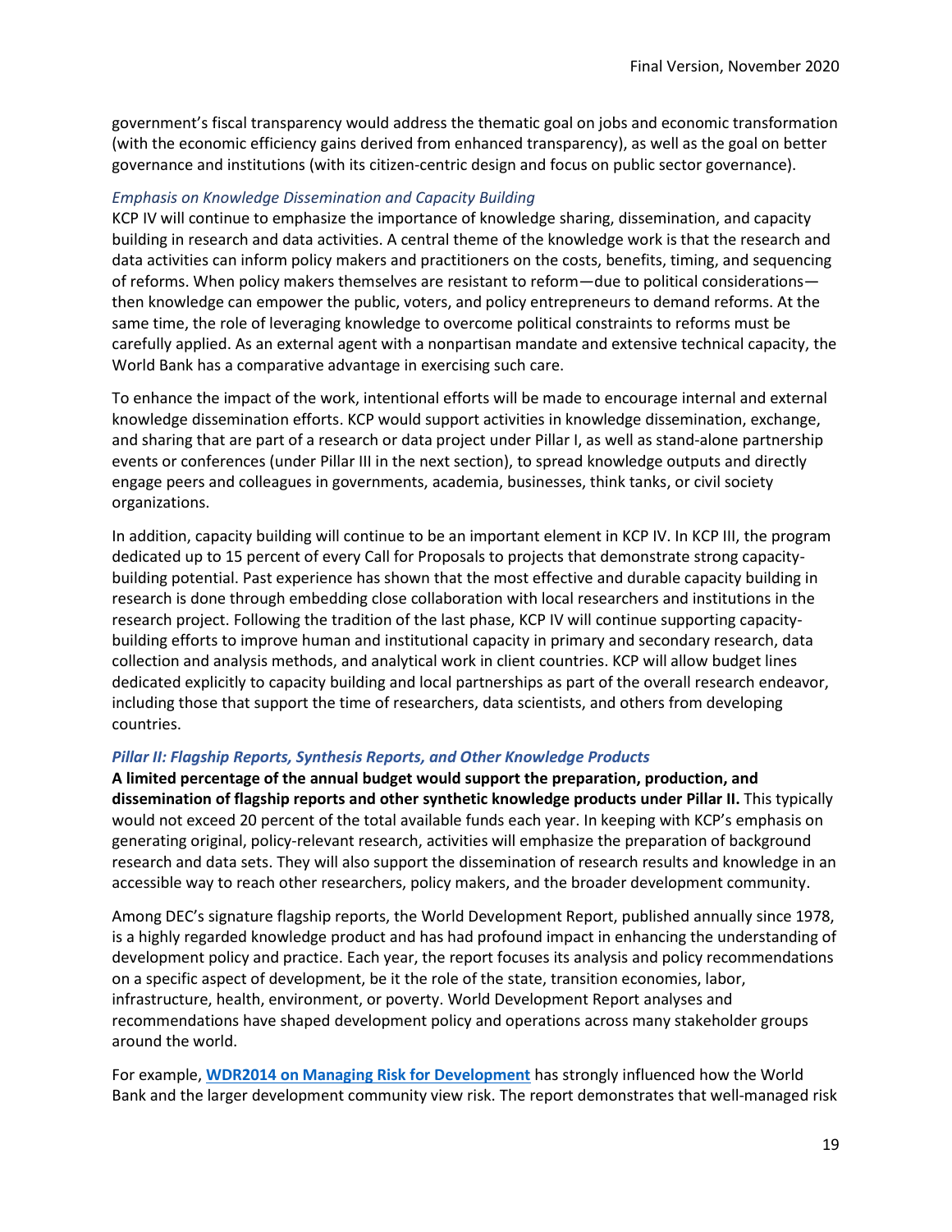government's fiscal transparency would address the thematic goal on jobs and economic transformation (with the economic efficiency gains derived from enhanced transparency), as well as the goal on better governance and institutions (with its citizen-centric design and focus on public sector governance).

*Emphasis on Knowledge Dissemination and Capacity Building*

KCP IV will continue to emphasize the importance of knowledge sharing, dissemination, and capacity building in research and data activities. A central theme of the knowledge work is that the research and data activities can inform policy makers and practitioners on the costs, benefits, timing, and sequencing of reforms. When policy makers themselves are resistant to reform—due to political considerations—then knowledge can empower the public, voters, and policy entrepreneurs to demand reforms. At the same time, the role of leveraging knowledge to overcome political constraints to reforms must be carefully applied. As an external agent with a nonpartisan mandate and extensive technical capacity, the World Bank has a comparative advantage in exercising such care.

To enhance the impact of the work, intentional efforts will be made to encourage internal and external knowledge dissemination efforts. KCP would support activities in knowledge dissemination, exchange, and sharing that are part of a research or data project under Pillar I, as well as stand-alone partnership events or conferences (under Pillar III in the next section), to spread knowledge outputs and directly engage peers and colleagues in governments, academia, businesses, think tanks, or civil society organizations.

In addition, capacity building will continue to be an important element in KCP IV. In KCP III, the program dedicated up to 15 percent of every Call for Proposals to projects that demonstrate strong capacity-building potential. Past experience has shown that the most effective and durable capacity building in research is done through embedding close collaboration with local researchers and institutions in the research project. Following the tradition of the last phase, KCP IV will continue supporting capacity-building efforts to improve human and institutional capacity in primary and secondary research, data collection and analysis methods, and analytical work in client countries. KCP will allow budget lines dedicated explicitly to capacity building and local partnerships as part of the overall research endeavor, including those that support the time of researchers, data scientists, and others from developing countries.

***Pillar II: Flagship Reports, Synthesis Reports, and Other Knowledge Products***

**A limited percentage of the annual budget would support the preparation, production, and dissemination of flagship reports and other synthetic knowledge products under Pillar II.** This typically would not exceed 20 percent of the total available funds each year. In keeping with KCP's emphasis on generating original, policy-relevant research, activities will emphasize the preparation of background research and data sets. They will also support the dissemination of research results and knowledge in an accessible way to reach other researchers, policy makers, and the broader development community.

Among DEC's signature flagship reports, the World Development Report, published annually since 1978, is a highly regarded knowledge product and has had profound impact in enhancing the understanding of development policy and practice. Each year, the report focuses its analysis and policy recommendations on a specific aspect of development, be it the role of the state, transition economies, labor, infrastructure, health, environment, or poverty. World Development Report analyses and recommendations have shaped development policy and operations across many stakeholder groups around the world.

For example, **WDR2014 on Managing Risk for Development** has strongly influenced how the World Bank and the larger development community view risk. The report demonstrates that well-managed risk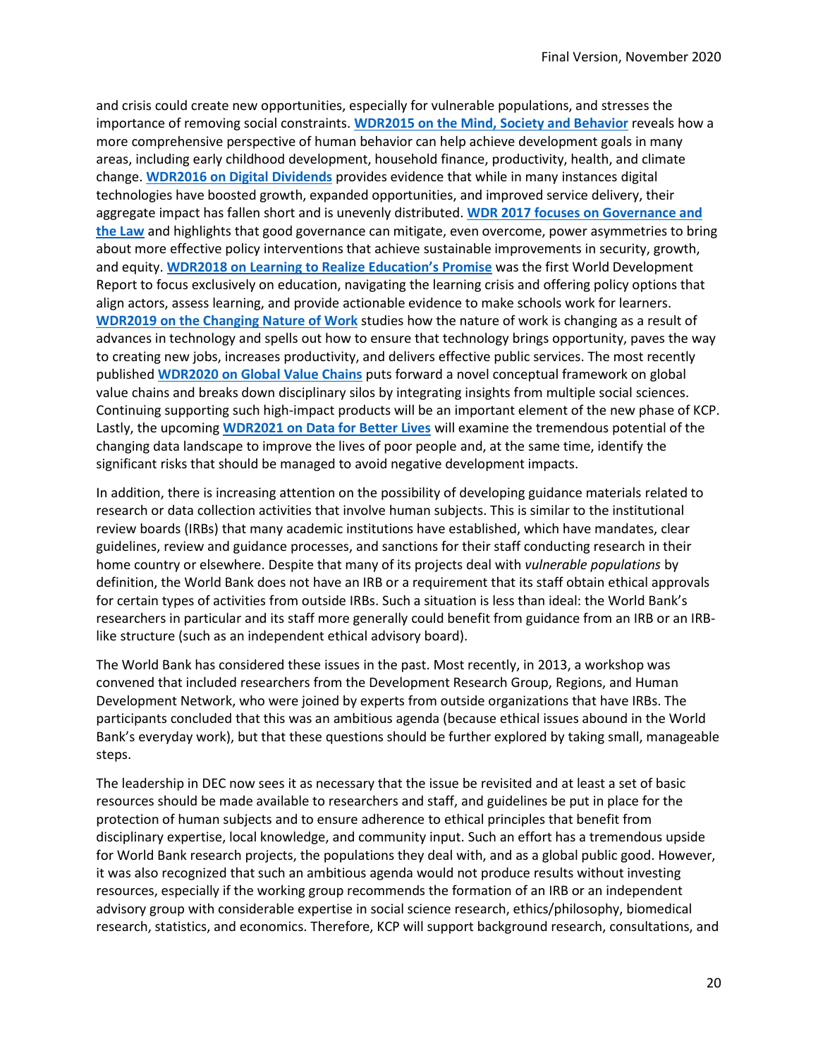and crisis could create new opportunities, especially for vulnerable populations, and stresses the importance of removing social constraints. **WDR2015 on the Mind, Society and Behavior** reveals how a more comprehensive perspective of human behavior can help achieve development goals in many areas, including early childhood development, household finance, productivity, health, and climate change. **WDR2016 on Digital Dividends** provides evidence that while in many instances digital technologies have boosted growth, expanded opportunities, and improved service delivery, their aggregate impact has fallen short and is unevenly distributed. **WDR 2017 focuses on Governance and the Law** and highlights that good governance can mitigate, even overcome, power asymmetries to bring about more effective policy interventions that achieve sustainable improvements in security, growth, and equity. **WDR2018 on Learning to Realize Education's Promise** was the first World Development Report to focus exclusively on education, navigating the learning crisis and offering policy options that align actors, assess learning, and provide actionable evidence to make schools work for learners. **WDR2019 on the Changing Nature of Work** studies how the nature of work is changing as a result of advances in technology and spells out how to ensure that technology brings opportunity, paves the way to creating new jobs, increases productivity, and delivers effective public services. The most recently published **WDR2020 on Global Value Chains** puts forward a novel conceptual framework on global value chains and breaks down disciplinary silos by integrating insights from multiple social sciences. Continuing supporting such high-impact products will be an important element of the new phase of KCP. Lastly, the upcoming **WDR2021 on Data for Better Lives** will examine the tremendous potential of the changing data landscape to improve the lives of poor people and, at the same time, identify the significant risks that should be managed to avoid negative development impacts.

In addition, there is increasing attention on the possibility of developing guidance materials related to research or data collection activities that involve human subjects. This is similar to the institutional review boards (IRBs) that many academic institutions have established, which have mandates, clear guidelines, review and guidance processes, and sanctions for their staff conducting research in their home country or elsewhere. Despite that many of its projects deal with *vulnerable populations* by definition, the World Bank does not have an IRB or a requirement that its staff obtain ethical approvals for certain types of activities from outside IRBs. Such a situation is less than ideal: the World Bank's researchers in particular and its staff more generally could benefit from guidance from an IRB or an IRB-like structure (such as an independent ethical advisory board).

The World Bank has considered these issues in the past. Most recently, in 2013, a workshop was convened that included researchers from the Development Research Group, Regions, and Human Development Network, who were joined by experts from outside organizations that have IRBs. The participants concluded that this was an ambitious agenda (because ethical issues abound in the World Bank's everyday work), but that these questions should be further explored by taking small, manageable steps.

The leadership in DEC now sees it as necessary that the issue be revisited and at least a set of basic resources should be made available to researchers and staff, and guidelines be put in place for the protection of human subjects and to ensure adherence to ethical principles that benefit from disciplinary expertise, local knowledge, and community input. Such an effort has a tremendous upside for World Bank research projects, the populations they deal with, and as a global public good. However, it was also recognized that such an ambitious agenda would not produce results without investing resources, especially if the working group recommends the formation of an IRB or an independent advisory group with considerable expertise in social science research, ethics/philosophy, biomedical research, statistics, and economics. Therefore, KCP will support background research, consultations, and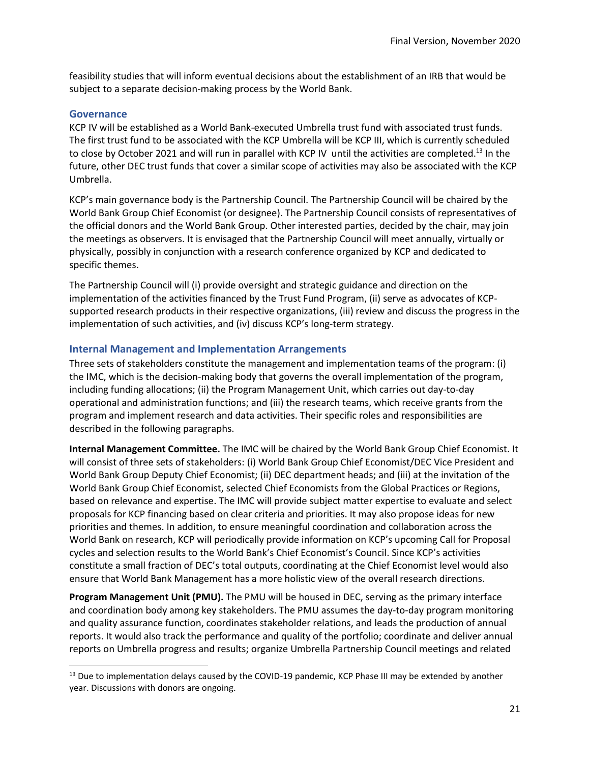feasibility studies that will inform eventual decisions about the establishment of an IRB that would be subject to a separate decision-making process by the World Bank.

### Governance

KCP IV will be established as a World Bank-executed Umbrella trust fund with associated trust funds. The first trust fund to be associated with the KCP Umbrella will be KCP III, which is currently scheduled to close by October 2021 and will run in parallel with KCP IV until the activities are completed.[13] In the future, other DEC trust funds that cover a similar scope of activities may also be associated with the KCP Umbrella.

KCP's main governance body is the Partnership Council. The Partnership Council will be chaired by the World Bank Group Chief Economist (or designee). The Partnership Council consists of representatives of the official donors and the World Bank Group. Other interested parties, decided by the chair, may join the meetings as observers. It is envisaged that the Partnership Council will meet annually, virtually or physically, possibly in conjunction with a research conference organized by KCP and dedicated to specific themes.

The Partnership Council will (i) provide oversight and strategic guidance and direction on the implementation of the activities financed by the Trust Fund Program, (ii) serve as advocates of KCP-supported research products in their respective organizations, (iii) review and discuss the progress in the implementation of such activities, and (iv) discuss KCP's long-term strategy.

### Internal Management and Implementation Arrangements

Three sets of stakeholders constitute the management and implementation teams of the program: (i) the IMC, which is the decision-making body that governs the overall implementation of the program, including funding allocations; (ii) the Program Management Unit, which carries out day-to-day operational and administration functions; and (iii) the research teams, which receive grants from the program and implement research and data activities. Their specific roles and responsibilities are described in the following paragraphs.

**Internal Management Committee.** The IMC will be chaired by the World Bank Group Chief Economist. It will consist of three sets of stakeholders: (i) World Bank Group Chief Economist/DEC Vice President and World Bank Group Deputy Chief Economist; (ii) DEC department heads; and (iii) at the invitation of the World Bank Group Chief Economist, selected Chief Economists from the Global Practices or Regions, based on relevance and expertise. The IMC will provide subject matter expertise to evaluate and select proposals for KCP financing based on clear criteria and priorities. It may also propose ideas for new priorities and themes. In addition, to ensure meaningful coordination and collaboration across the World Bank on research, KCP will periodically provide information on KCP's upcoming Call for Proposal cycles and selection results to the World Bank's Chief Economist's Council. Since KCP's activities constitute a small fraction of DEC's total outputs, coordinating at the Chief Economist level would also ensure that World Bank Management has a more holistic view of the overall research directions.

**Program Management Unit (PMU).** The PMU will be housed in DEC, serving as the primary interface and coordination body among key stakeholders. The PMU assumes the day-to-day program monitoring and quality assurance function, coordinates stakeholder relations, and leads the production of annual reports. It would also track the performance and quality of the portfolio; coordinate and deliver annual reports on Umbrella progress and results; organize Umbrella Partnership Council meetings and related

[13] Due to implementation delays caused by the COVID-19 pandemic, KCP Phase III may be extended by another year. Discussions with donors are ongoing.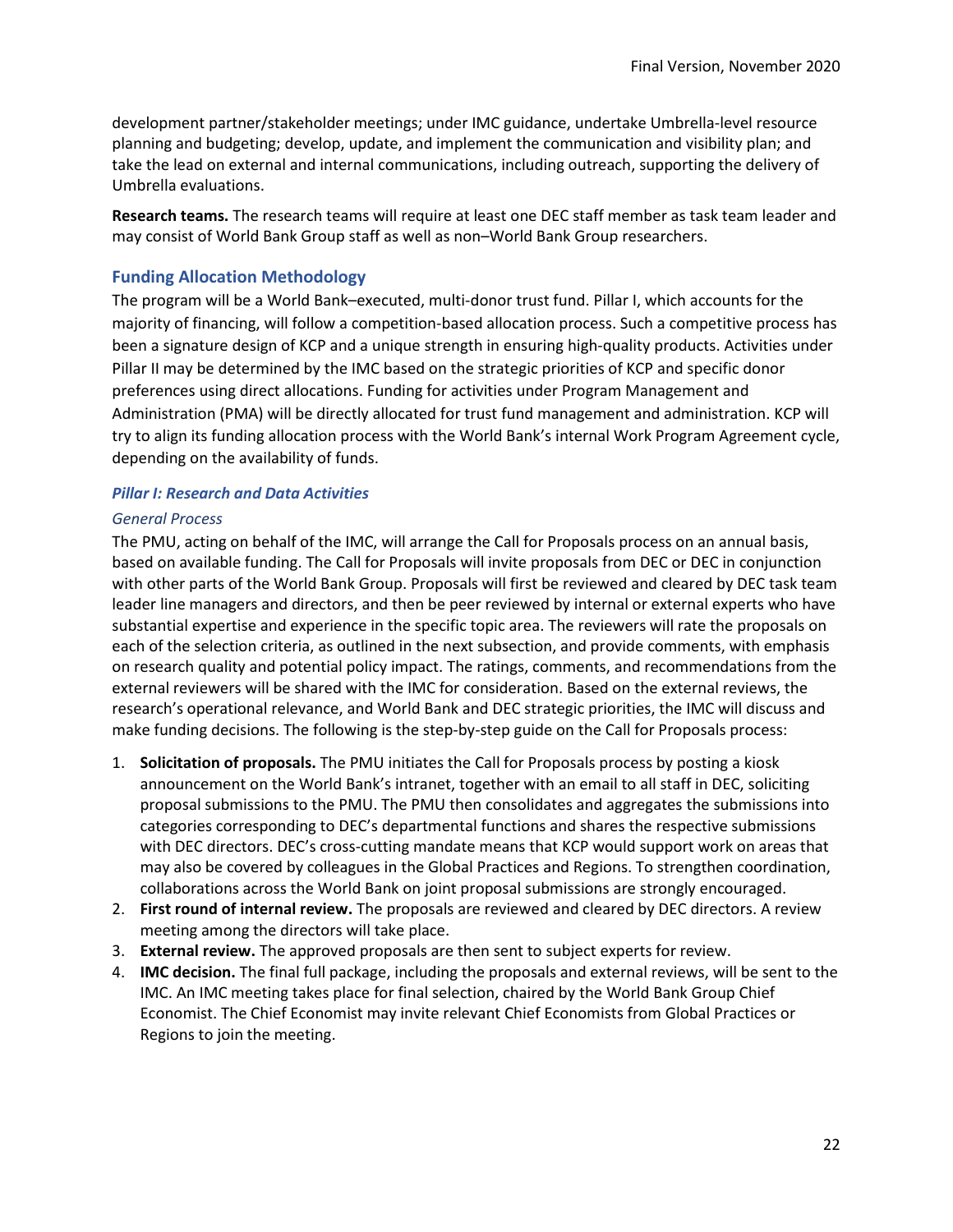development partner/stakeholder meetings; under IMC guidance, undertake Umbrella-level resource planning and budgeting; develop, update, and implement the communication and visibility plan; and take the lead on external and internal communications, including outreach, supporting the delivery of Umbrella evaluations.

**Research teams.** The research teams will require at least one DEC staff member as task team leader and may consist of World Bank Group staff as well as non–World Bank Group researchers.

## Funding Allocation Methodology

The program will be a World Bank–executed, multi-donor trust fund. Pillar I, which accounts for the majority of financing, will follow a competition-based allocation process. Such a competitive process has been a signature design of KCP and a unique strength in ensuring high-quality products. Activities under Pillar II may be determined by the IMC based on the strategic priorities of KCP and specific donor preferences using direct allocations. Funding for activities under Program Management and Administration (PMA) will be directly allocated for trust fund management and administration. KCP will try to align its funding allocation process with the World Bank's internal Work Program Agreement cycle, depending on the availability of funds.

### *Pillar I: Research and Data Activities*

#### *General Process*

The PMU, acting on behalf of the IMC, will arrange the Call for Proposals process on an annual basis, based on available funding. The Call for Proposals will invite proposals from DEC or DEC in conjunction with other parts of the World Bank Group. Proposals will first be reviewed and cleared by DEC task team leader line managers and directors, and then be peer reviewed by internal or external experts who have substantial expertise and experience in the specific topic area. The reviewers will rate the proposals on each of the selection criteria, as outlined in the next subsection, and provide comments, with emphasis on research quality and potential policy impact. The ratings, comments, and recommendations from the external reviewers will be shared with the IMC for consideration. Based on the external reviews, the research's operational relevance, and World Bank and DEC strategic priorities, the IMC will discuss and make funding decisions. The following is the step-by-step guide on the Call for Proposals process:

1. **Solicitation of proposals.** The PMU initiates the Call for Proposals process by posting a kiosk announcement on the World Bank's intranet, together with an email to all staff in DEC, soliciting proposal submissions to the PMU. The PMU then consolidates and aggregates the submissions into categories corresponding to DEC's departmental functions and shares the respective submissions with DEC directors. DEC's cross-cutting mandate means that KCP would support work on areas that may also be covered by colleagues in the Global Practices and Regions. To strengthen coordination, collaborations across the World Bank on joint proposal submissions are strongly encouraged.
2. **First round of internal review.** The proposals are reviewed and cleared by DEC directors. A review meeting among the directors will take place.
3. **External review.** The approved proposals are then sent to subject experts for review.
4. **IMC decision.** The final full package, including the proposals and external reviews, will be sent to the IMC. An IMC meeting takes place for final selection, chaired by the World Bank Group Chief Economist. The Chief Economist may invite relevant Chief Economists from Global Practices or Regions to join the meeting.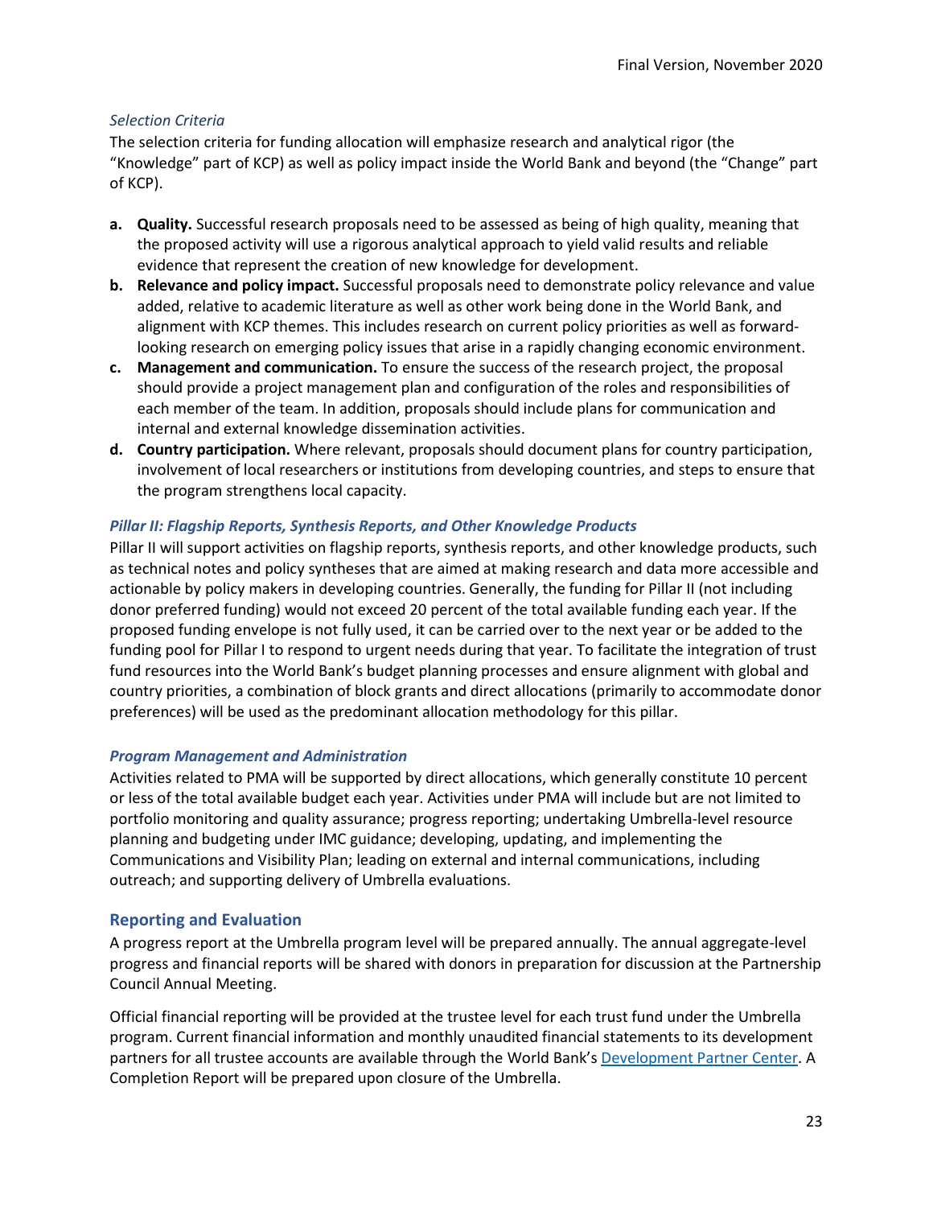*Selection Criteria*

The selection criteria for funding allocation will emphasize research and analytical rigor (the "Knowledge" part of KCP) as well as policy impact inside the World Bank and beyond (the "Change" part of KCP).

- **a. Quality.** Successful research proposals need to be assessed as being of high quality, meaning that the proposed activity will use a rigorous analytical approach to yield valid results and reliable evidence that represent the creation of new knowledge for development.
- **b. Relevance and policy impact.** Successful proposals need to demonstrate policy relevance and value added, relative to academic literature as well as other work being done in the World Bank, and alignment with KCP themes. This includes research on current policy priorities as well as forward-looking research on emerging policy issues that arise in a rapidly changing economic environment.
- **c. Management and communication.** To ensure the success of the research project, the proposal should provide a project management plan and configuration of the roles and responsibilities of each member of the team. In addition, proposals should include plans for communication and internal and external knowledge dissemination activities.
- **d. Country participation.** Where relevant, proposals should document plans for country participation, involvement of local researchers or institutions from developing countries, and steps to ensure that the program strengthens local capacity.

### *Pillar II: Flagship Reports, Synthesis Reports, and Other Knowledge Products*

Pillar II will support activities on flagship reports, synthesis reports, and other knowledge products, such as technical notes and policy syntheses that are aimed at making research and data more accessible and actionable by policy makers in developing countries. Generally, the funding for Pillar II (not including donor preferred funding) would not exceed 20 percent of the total available funding each year. If the proposed funding envelope is not fully used, it can be carried over to the next year or be added to the funding pool for Pillar I to respond to urgent needs during that year. To facilitate the integration of trust fund resources into the World Bank's budget planning processes and ensure alignment with global and country priorities, a combination of block grants and direct allocations (primarily to accommodate donor preferences) will be used as the predominant allocation methodology for this pillar.

### *Program Management and Administration*

Activities related to PMA will be supported by direct allocations, which generally constitute 10 percent or less of the total available budget each year. Activities under PMA will include but are not limited to portfolio monitoring and quality assurance; progress reporting; undertaking Umbrella-level resource planning and budgeting under IMC guidance; developing, updating, and implementing the Communications and Visibility Plan; leading on external and internal communications, including outreach; and supporting delivery of Umbrella evaluations.

## Reporting and Evaluation

A progress report at the Umbrella program level will be prepared annually. The annual aggregate-level progress and financial reports will be shared with donors in preparation for discussion at the Partnership Council Annual Meeting.

Official financial reporting will be provided at the trustee level for each trust fund under the Umbrella program. Current financial information and monthly unaudited financial statements to its development partners for all trustee accounts are available through the World Bank's Development Partner Center. A Completion Report will be prepared upon closure of the Umbrella.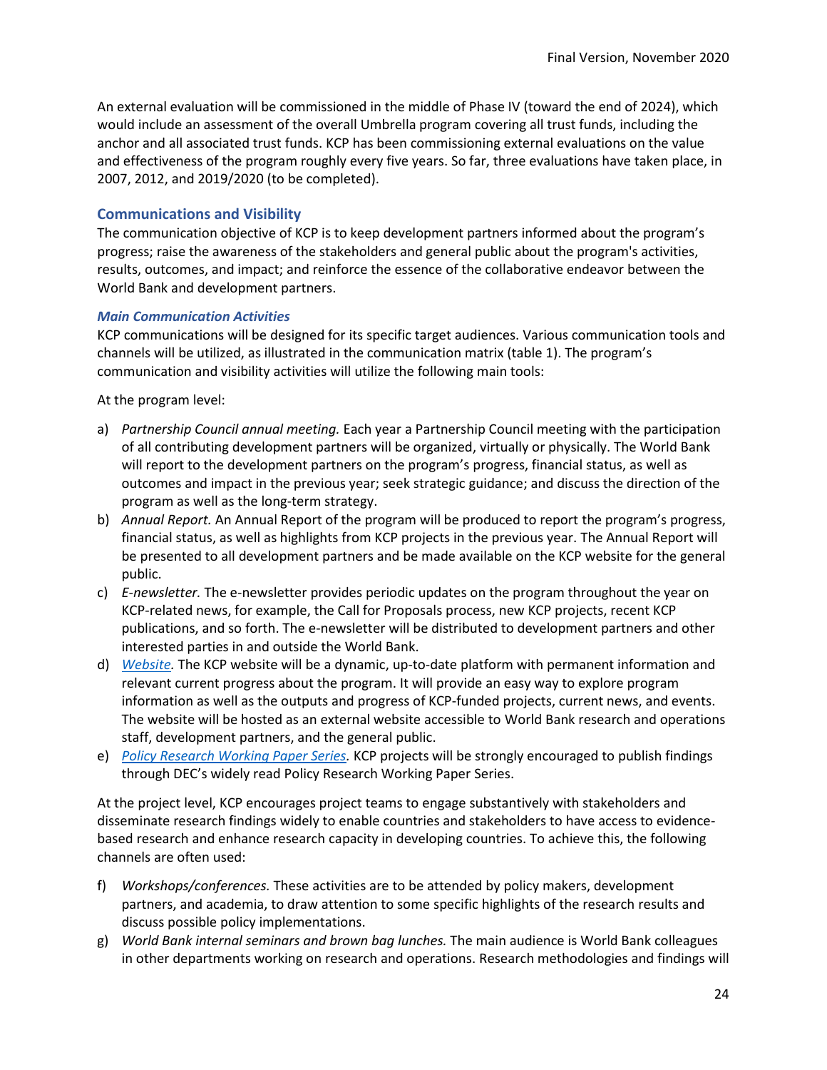An external evaluation will be commissioned in the middle of Phase IV (toward the end of 2024), which would include an assessment of the overall Umbrella program covering all trust funds, including the anchor and all associated trust funds. KCP has been commissioning external evaluations on the value and effectiveness of the program roughly every five years. So far, three evaluations have taken place, in 2007, 2012, and 2019/2020 (to be completed).

## Communications and Visibility

The communication objective of KCP is to keep development partners informed about the program's progress; raise the awareness of the stakeholders and general public about the program's activities, results, outcomes, and impact; and reinforce the essence of the collaborative endeavor between the World Bank and development partners.

### *Main Communication Activities*

KCP communications will be designed for its specific target audiences. Various communication tools and channels will be utilized, as illustrated in the communication matrix (table 1). The program's communication and visibility activities will utilize the following main tools:

At the program level:

a) *Partnership Council annual meeting.* Each year a Partnership Council meeting with the participation of all contributing development partners will be organized, virtually or physically. The World Bank will report to the development partners on the program's progress, financial status, as well as outcomes and impact in the previous year; seek strategic guidance; and discuss the direction of the program as well as the long-term strategy.
b) *Annual Report.* An Annual Report of the program will be produced to report the program's progress, financial status, as well as highlights from KCP projects in the previous year. The Annual Report will be presented to all development partners and be made available on the KCP website for the general public.
c) *E-newsletter.* The e-newsletter provides periodic updates on the program throughout the year on KCP-related news, for example, the Call for Proposals process, new KCP projects, recent KCP publications, and so forth. The e-newsletter will be distributed to development partners and other interested parties in and outside the World Bank.
d) *Website.* The KCP website will be a dynamic, up-to-date platform with permanent information and relevant current progress about the program. It will provide an easy way to explore program information as well as the outputs and progress of KCP-funded projects, current news, and events. The website will be hosted as an external website accessible to World Bank research and operations staff, development partners, and the general public.
e) *Policy Research Working Paper Series.* KCP projects will be strongly encouraged to publish findings through DEC's widely read Policy Research Working Paper Series.

At the project level, KCP encourages project teams to engage substantively with stakeholders and disseminate research findings widely to enable countries and stakeholders to have access to evidence-based research and enhance research capacity in developing countries. To achieve this, the following channels are often used:

f) *Workshops/conferences.* These activities are to be attended by policy makers, development partners, and academia, to draw attention to some specific highlights of the research results and discuss possible policy implementations.
g) *World Bank internal seminars and brown bag lunches.* The main audience is World Bank colleagues in other departments working on research and operations. Research methodologies and findings will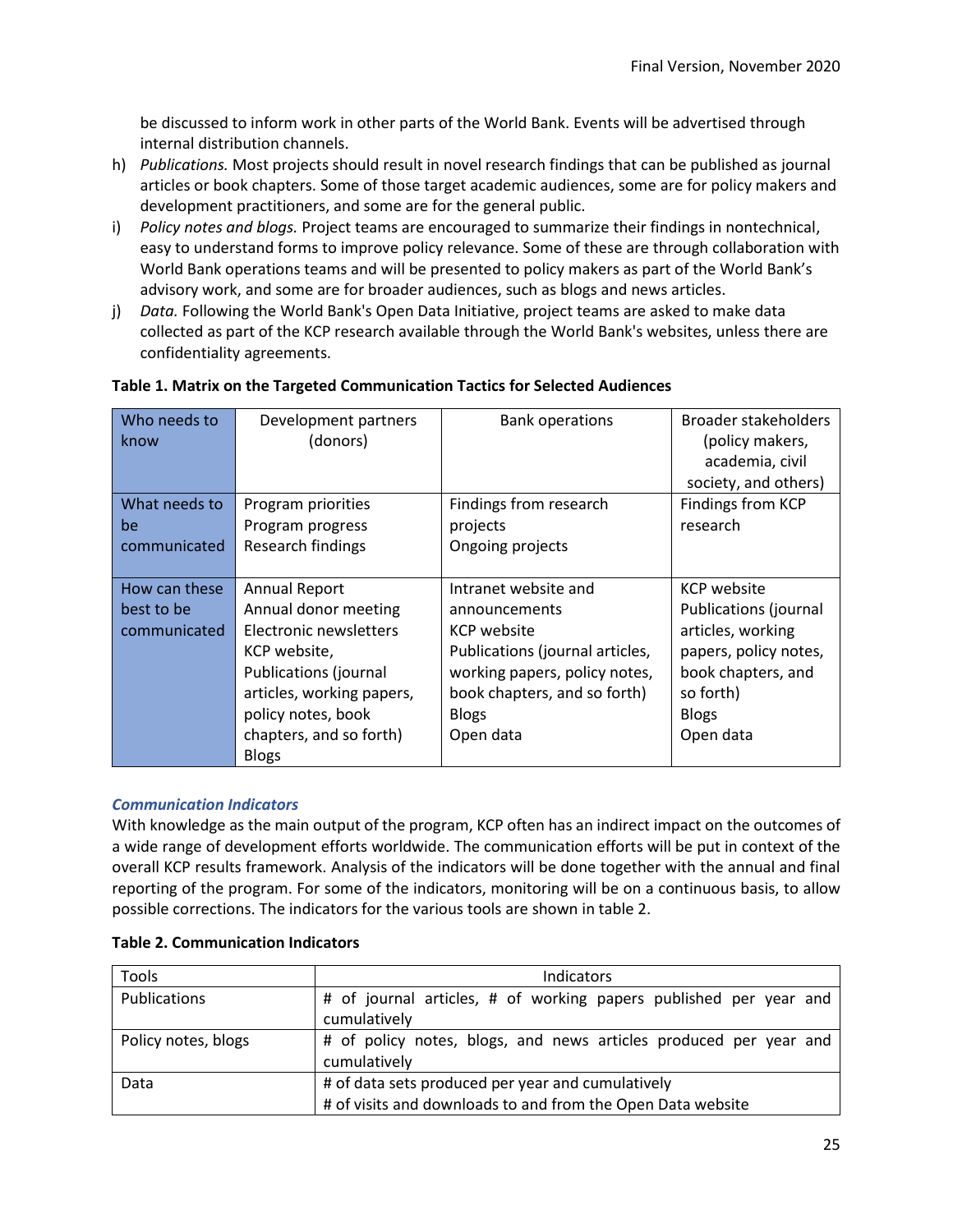be discussed to inform work in other parts of the World Bank. Events will be advertised through internal distribution channels.

h) *Publications.* Most projects should result in novel research findings that can be published as journal articles or book chapters. Some of those target academic audiences, some are for policy makers and development practitioners, and some are for the general public.
i) *Policy notes and blogs.* Project teams are encouraged to summarize their findings in nontechnical, easy to understand forms to improve policy relevance. Some of these are through collaboration with World Bank operations teams and will be presented to policy makers as part of the World Bank's advisory work, and some are for broader audiences, such as blogs and news articles.
j) *Data.* Following the World Bank's Open Data Initiative, project teams are asked to make data collected as part of the KCP research available through the World Bank's websites, unless there are confidentiality agreements.

**Table 1. Matrix on the Targeted Communication Tactics for Selected Audiences**

| Who needs to know | Development partners (donors) | Bank operations | Broader stakeholders (policy makers, academia, civil society, and others) |
|---|---|---|---|
| What needs to be communicated | Program priorities<br>Program progress<br>Research findings | Findings from research projects<br>Ongoing projects | Findings from KCP research |
| How can these best to be communicated | Annual Report<br>Annual donor meeting<br>Electronic newsletters<br>KCP website,<br>Publications (journal articles, working papers, policy notes, book chapters, and so forth)<br>Blogs | Intranet website and announcements<br>KCP website<br>Publications (journal articles, working papers, policy notes, book chapters, and so forth)<br>Blogs<br>Open data | KCP website<br>Publications (journal articles, working papers, policy notes, book chapters, and so forth)<br>Blogs<br>Open data |

### *Communication Indicators*

With knowledge as the main output of the program, KCP often has an indirect impact on the outcomes of a wide range of development efforts worldwide. The communication efforts will be put in context of the overall KCP results framework. Analysis of the indicators will be done together with the annual and final reporting of the program. For some of the indicators, monitoring will be on a continuous basis, to allow possible corrections. The indicators for the various tools are shown in table 2.

**Table 2. Communication Indicators**

| Tools | Indicators |
|---|---|
| Publications | # of journal articles, # of working papers published per year and cumulatively |
| Policy notes, blogs | # of policy notes, blogs, and news articles produced per year and cumulatively |
| Data | # of data sets produced per year and cumulatively<br># of visits and downloads to and from the Open Data website |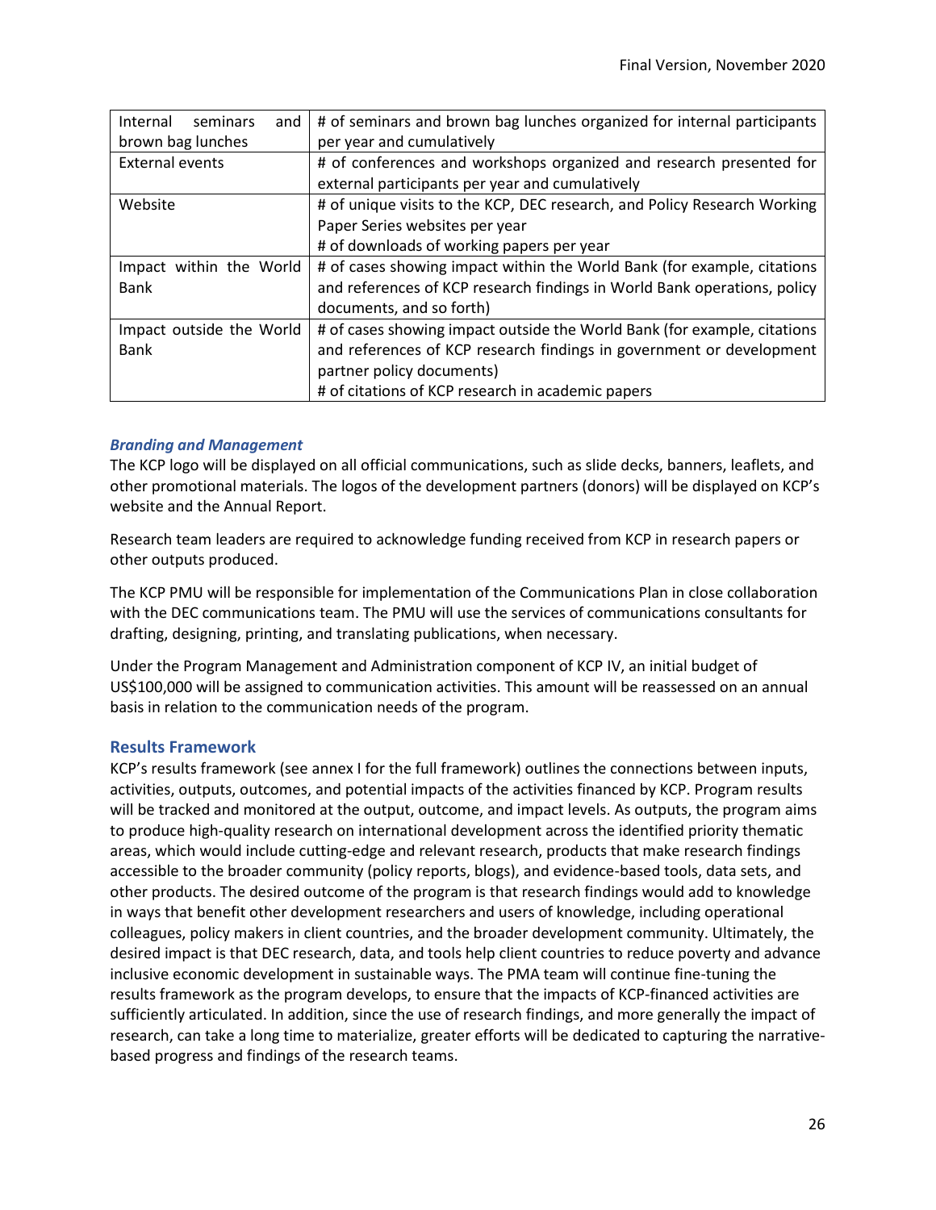| | |
|---|---|
| Internal seminars and brown bag lunches | # of seminars and brown bag lunches organized for internal participants per year and cumulatively |
| External events | # of conferences and workshops organized and research presented for external participants per year and cumulatively |
| Website | # of unique visits to the KCP, DEC research, and Policy Research Working Paper Series websites per year<br># of downloads of working papers per year |
| Impact within the World Bank | # of cases showing impact within the World Bank (for example, citations and references of KCP research findings in World Bank operations, policy documents, and so forth) |
| Impact outside the World Bank | # of cases showing impact outside the World Bank (for example, citations and references of KCP research findings in government or development partner policy documents)<br># of citations of KCP research in academic papers |

### *Branding and Management*

The KCP logo will be displayed on all official communications, such as slide decks, banners, leaflets, and other promotional materials. The logos of the development partners (donors) will be displayed on KCP's website and the Annual Report.

Research team leaders are required to acknowledge funding received from KCP in research papers or other outputs produced.

The KCP PMU will be responsible for implementation of the Communications Plan in close collaboration with the DEC communications team. The PMU will use the services of communications consultants for drafting, designing, printing, and translating publications, when necessary.

Under the Program Management and Administration component of KCP IV, an initial budget of US$100,000 will be assigned to communication activities. This amount will be reassessed on an annual basis in relation to the communication needs of the program.

## Results Framework

KCP's results framework (see annex I for the full framework) outlines the connections between inputs, activities, outputs, outcomes, and potential impacts of the activities financed by KCP. Program results will be tracked and monitored at the output, outcome, and impact levels. As outputs, the program aims to produce high-quality research on international development across the identified priority thematic areas, which would include cutting-edge and relevant research, products that make research findings accessible to the broader community (policy reports, blogs), and evidence-based tools, data sets, and other products. The desired outcome of the program is that research findings would add to knowledge in ways that benefit other development researchers and users of knowledge, including operational colleagues, policy makers in client countries, and the broader development community. Ultimately, the desired impact is that DEC research, data, and tools help client countries to reduce poverty and advance inclusive economic development in sustainable ways. The PMA team will continue fine-tuning the results framework as the program develops, to ensure that the impacts of KCP-financed activities are sufficiently articulated. In addition, since the use of research findings, and more generally the impact of research, can take a long time to materialize, greater efforts will be dedicated to capturing the narrative-based progress and findings of the research teams.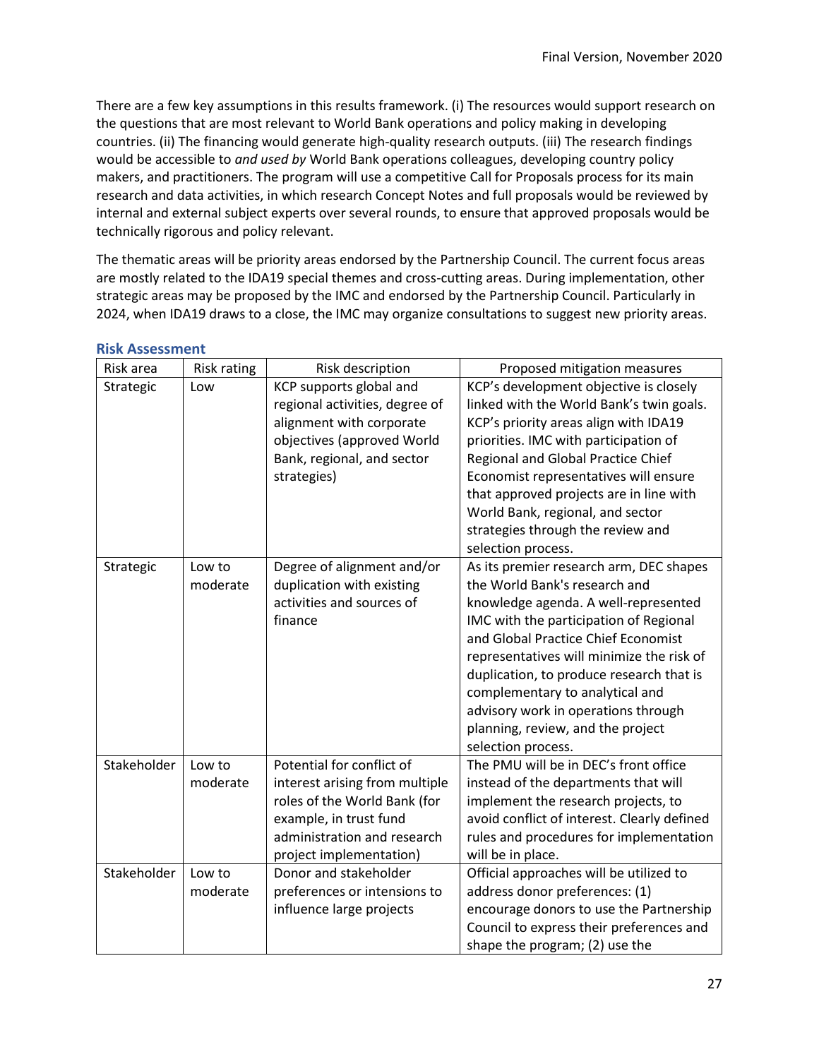There are a few key assumptions in this results framework. (i) The resources would support research on the questions that are most relevant to World Bank operations and policy making in developing countries. (ii) The financing would generate high-quality research outputs. (iii) The research findings would be accessible to *and used by* World Bank operations colleagues, developing country policy makers, and practitioners. The program will use a competitive Call for Proposals process for its main research and data activities, in which research Concept Notes and full proposals would be reviewed by internal and external subject experts over several rounds, to ensure that approved proposals would be technically rigorous and policy relevant.

The thematic areas will be priority areas endorsed by the Partnership Council. The current focus areas are mostly related to the IDA19 special themes and cross-cutting areas. During implementation, other strategic areas may be proposed by the IMC and endorsed by the Partnership Council. Particularly in 2024, when IDA19 draws to a close, the IMC may organize consultations to suggest new priority areas.

### Risk Assessment

| Risk area | Risk rating | Risk description | Proposed mitigation measures |
|---|---|---|---|
| Strategic | Low | KCP supports global and regional activities, degree of alignment with corporate objectives (approved World Bank, regional, and sector strategies) | KCP's development objective is closely linked with the World Bank's twin goals. KCP's priority areas align with IDA19 priorities. IMC with participation of Regional and Global Practice Chief Economist representatives will ensure that approved projects are in line with World Bank, regional, and sector strategies through the review and selection process. |
| Strategic | Low to moderate | Degree of alignment and/or duplication with existing activities and sources of finance | As its premier research arm, DEC shapes the World Bank's research and knowledge agenda. A well-represented IMC with the participation of Regional and Global Practice Chief Economist representatives will minimize the risk of duplication, to produce research that is complementary to analytical and advisory work in operations through planning, review, and the project selection process. |
| Stakeholder | Low to moderate | Potential for conflict of interest arising from multiple roles of the World Bank (for example, in trust fund administration and research project implementation) | The PMU will be in DEC's front office instead of the departments that will implement the research projects, to avoid conflict of interest. Clearly defined rules and procedures for implementation will be in place. |
| Stakeholder | Low to moderate | Donor and stakeholder preferences or intensions to influence large projects | Official approaches will be utilized to address donor preferences: (1) encourage donors to use the Partnership Council to express their preferences and shape the program; (2) use the |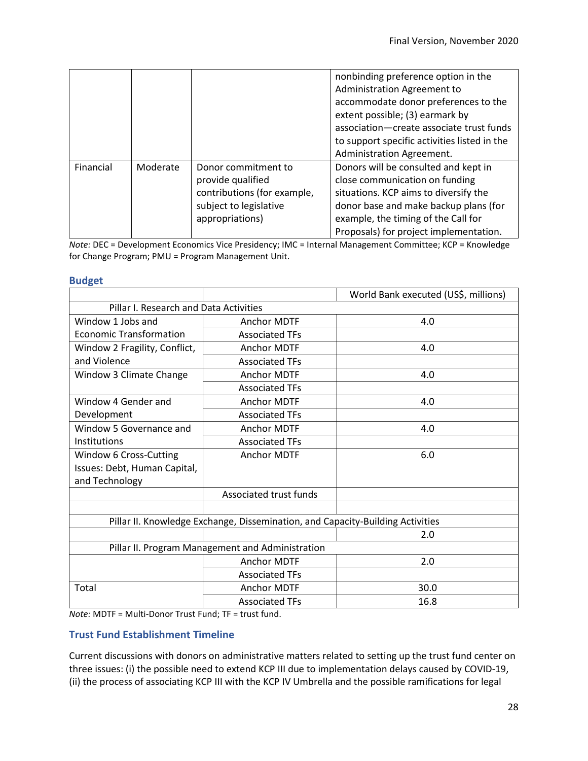|  |  |  | nonbinding preference option in the Administration Agreement to accommodate donor preferences to the extent possible; (3) earmark by association—create associate trust funds to support specific activities listed in the Administration Agreement. |
|---|---|---|---|
| Financial | Moderate | Donor commitment to provide qualified contributions (for example, subject to legislative appropriations) | Donors will be consulted and kept in close communication on funding situations. KCP aims to diversify the donor base and make backup plans (for example, the timing of the Call for Proposals) for project implementation. |

*Note:* DEC = Development Economics Vice Presidency; IMC = Internal Management Committee; KCP = Knowledge for Change Program; PMU = Program Management Unit.

## Budget

|  |  | World Bank executed (US$, millions) |
|---|---|---|
| Pillar I. Research and Data Activities | | |
| Window 1 Jobs and Economic Transformation | Anchor MDTF | 4.0 |
|  | Associated TFs |  |
| Window 2 Fragility, Conflict, and Violence | Anchor MDTF | 4.0 |
|  | Associated TFs |  |
| Window 3 Climate Change | Anchor MDTF | 4.0 |
|  | Associated TFs |  |
| Window 4 Gender and Development | Anchor MDTF | 4.0 |
|  | Associated TFs |  |
| Window 5 Governance and Institutions | Anchor MDTF | 4.0 |
|  | Associated TFs |  |
| Window 6 Cross-Cutting Issues: Debt, Human Capital, and Technology | Anchor MDTF | 6.0 |
|  | Associated trust funds |  |
|  |  |  |
| Pillar II. Knowledge Exchange, Dissemination, and Capacity-Building Activities | | |
|  |  | 2.0 |
| Pillar II. Program Management and Administration | | |
|  | Anchor MDTF | 2.0 |
|  | Associated TFs |  |
| Total | Anchor MDTF | 30.0 |
|  | Associated TFs | 16.8 |

*Note:* MDTF = Multi-Donor Trust Fund; TF = trust fund.

## Trust Fund Establishment Timeline

Current discussions with donors on administrative matters related to setting up the trust fund center on three issues: (i) the possible need to extend KCP III due to implementation delays caused by COVID-19, (ii) the process of associating KCP III with the KCP IV Umbrella and the possible ramifications for legal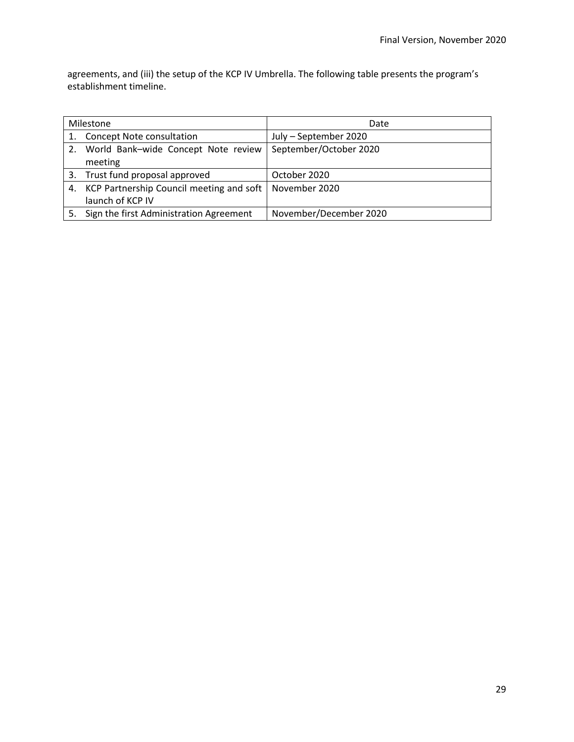agreements, and (iii) the setup of the KCP IV Umbrella. The following table presents the program's establishment timeline.

| Milestone | Date |
|---|---|
| 1. Concept Note consultation | July – September 2020 |
| 2. World Bank–wide Concept Note review meeting | September/October 2020 |
| 3. Trust fund proposal approved | October 2020 |
| 4. KCP Partnership Council meeting and soft launch of KCP IV | November 2020 |
| 5. Sign the first Administration Agreement | November/December 2020 |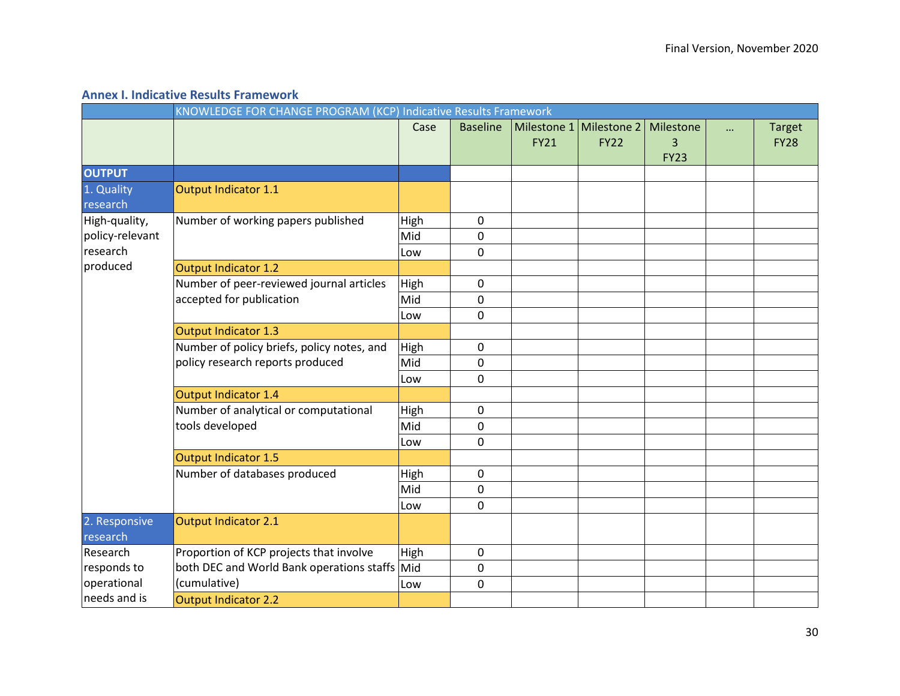## Annex I. Indicative Results Framework

| | KNOWLEDGE FOR CHANGE PROGRAM (KCP) Indicative Results Framework | | | | | | | |
|---|---|---|---|---|---|---|---|---|
| | | Case | Baseline | Milestone 1 FY21 | Milestone 2 FY22 | Milestone 3 FY23 | … | Target FY28 |
| **OUTPUT** | | | | | | | | |
| 1. Quality research | Output Indicator 1.1 | | | | | | | |
| High-quality, policy-relevant research produced | Number of working papers published | High | 0 | | | | | |
| | | Mid | 0 | | | | | |
| | | Low | 0 | | | | | |
| | Output Indicator 1.2 | | | | | | | |
| | Number of peer-reviewed journal articles accepted for publication | High | 0 | | | | | |
| | | Mid | 0 | | | | | |
| | | Low | 0 | | | | | |
| | Output Indicator 1.3 | | | | | | | |
| | Number of policy briefs, policy notes, and policy research reports produced | High | 0 | | | | | |
| | | Mid | 0 | | | | | |
| | | Low | 0 | | | | | |
| | Output Indicator 1.4 | | | | | | | |
| | Number of analytical or computational tools developed | High | 0 | | | | | |
| | | Mid | 0 | | | | | |
| | | Low | 0 | | | | | |
| | Output Indicator 1.5 | | | | | | | |
| | Number of databases produced | High | 0 | | | | | |
| | | Mid | 0 | | | | | |
| | | Low | 0 | | | | | |
| 2. Responsive research | Output Indicator 2.1 | | | | | | | |
| Research responds to operational needs and is | Proportion of KCP projects that involve both DEC and World Bank operations staffs (cumulative) | High | 0 | | | | | |
| | | Mid | 0 | | | | | |
| | | Low | 0 | | | | | |
| | Output Indicator 2.2 | | | | | | | |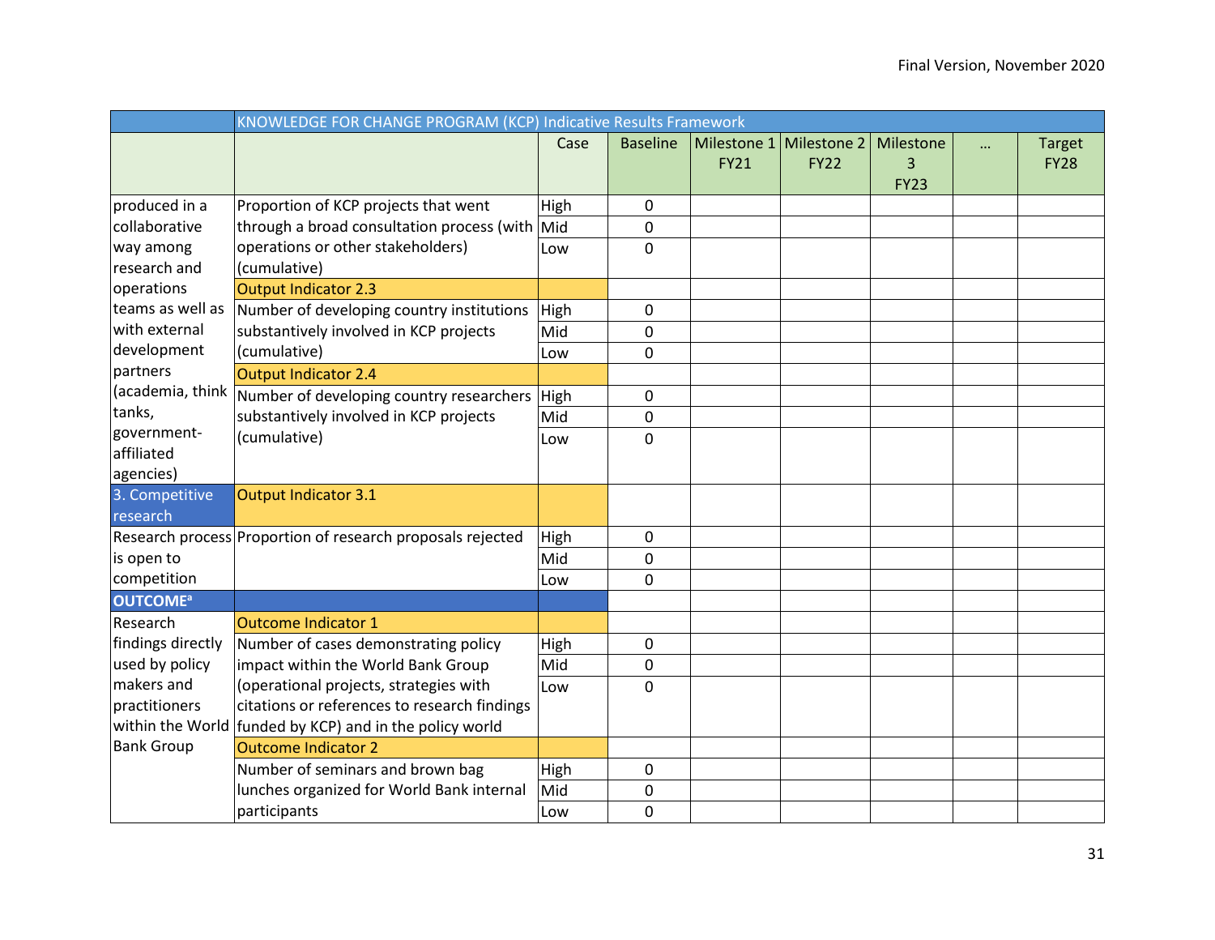| | KNOWLEDGE FOR CHANGE PROGRAM (KCP) Indicative Results Framework | | | | | | | |
|---|---|---|---|---|---|---|---|---|
| | | Case | Baseline | Milestone 1 FY21 | Milestone 2 FY22 | Milestone 3 FY23 | … | Target FY28 |
| produced in a collaborative way among research and operations teams as well as with external development partners (academia, think tanks, government-affiliated agencies) | Proportion of KCP projects that went through a broad consultation process (with operations or other stakeholders) (cumulative) | High | 0 | | | | | |
| | | Mid | 0 | | | | | |
| | | Low | 0 | | | | | |
| | Output Indicator 2.3 | | | | | | | |
| | Number of developing country institutions substantively involved in KCP projects (cumulative) | High | 0 | | | | | |
| | | Mid | 0 | | | | | |
| | | Low | 0 | | | | | |
| | Output Indicator 2.4 | | | | | | | |
| | Number of developing country researchers substantively involved in KCP projects (cumulative) | High | 0 | | | | | |
| | | Mid | 0 | | | | | |
| | | Low | 0 | | | | | |
| 3. Competitive research | Output Indicator 3.1 | | | | | | | |
| Research process is open to competition | Proportion of research proposals rejected | High | 0 | | | | | |
| | | Mid | 0 | | | | | |
| | | Low | 0 | | | | | |
| **OUTCOME**[a] | | | | | | | | |
| Research findings directly used by policy makers and practitioners within the World Bank Group | Outcome Indicator 1 | | | | | | | |
| | Number of cases demonstrating policy impact within the World Bank Group (operational projects, strategies with citations or references to research findings funded by KCP) and in the policy world | High | 0 | | | | | |
| | | Mid | 0 | | | | | |
| | | Low | 0 | | | | | |
| | Outcome Indicator 2 | | | | | | | |
| | Number of seminars and brown bag lunches organized for World Bank internal participants | High | 0 | | | | | |
| | | Mid | 0 | | | | | |
| | | Low | 0 | | | | | |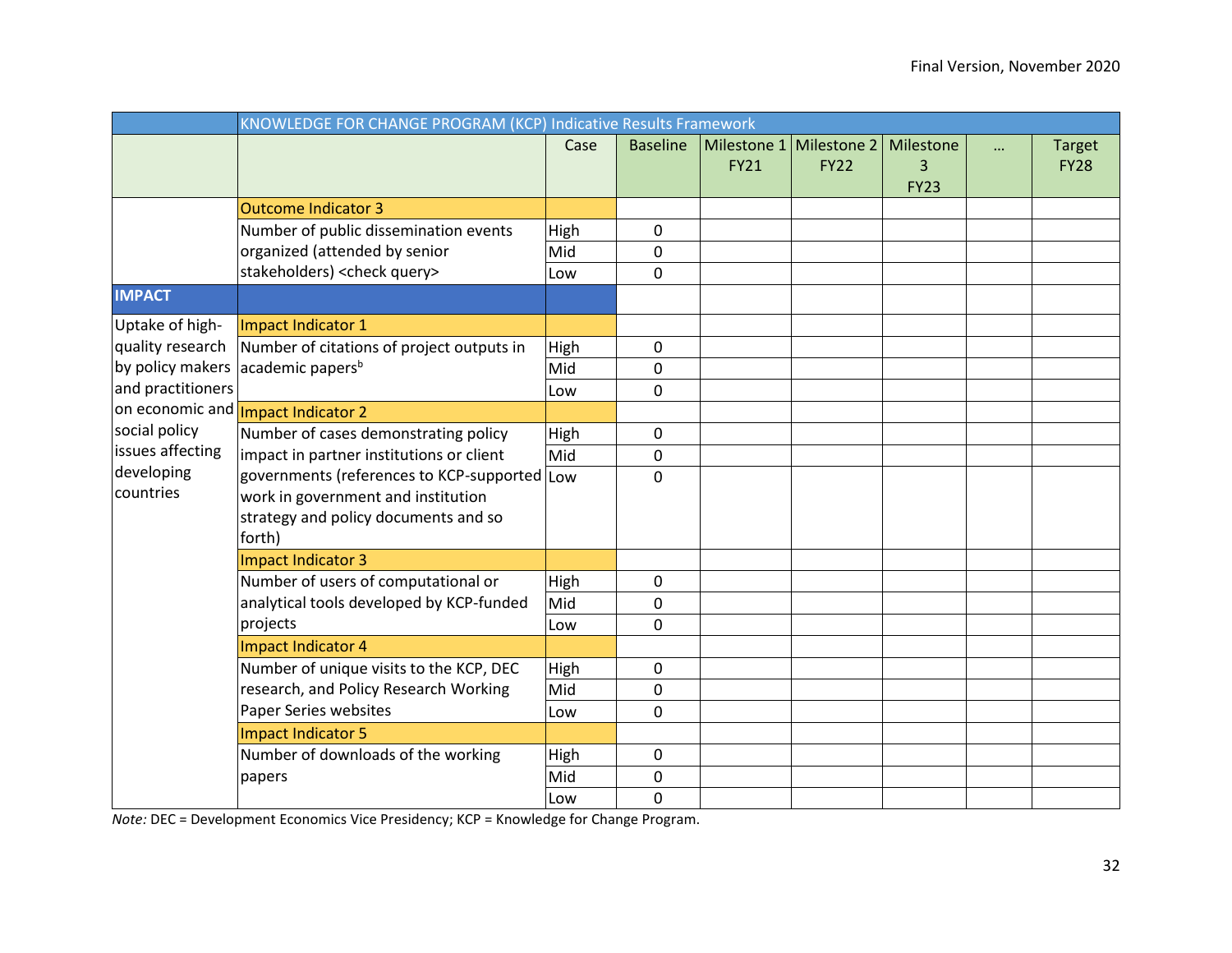Final Version, November 2020

| | KNOWLEDGE FOR CHANGE PROGRAM (KCP) Indicative Results Framework | | | | | | | |
|---|---|---|---|---|---|---|---|---|
| | | Case | Baseline | Milestone 1 FY21 | Milestone 2 FY22 | Milestone 3 FY23 | … | Target FY28 |
| | Outcome Indicator 3 | | | | | | | |
| | Number of public dissemination events organized (attended by senior stakeholders) <check query> | High | 0 | | | | | |
| | | Mid | 0 | | | | | |
| | | Low | 0 | | | | | |
| **IMPACT** | | | | | | | | |
| Uptake of high-quality research by policy makers and practitioners on economic and social policy issues affecting developing countries | Impact Indicator 1 | | | | | | | |
| | Number of citations of project outputs in academic papers[b] | High | 0 | | | | | |
| | | Mid | 0 | | | | | |
| | | Low | 0 | | | | | |
| | Impact Indicator 2 | | | | | | | |
| | Number of cases demonstrating policy impact in partner institutions or client governments (references to KCP-supported work in government and institution strategy and policy documents and so forth) | High | 0 | | | | | |
| | | Mid | 0 | | | | | |
| | | Low | 0 | | | | | |
| | Impact Indicator 3 | | | | | | | |
| | Number of users of computational or analytical tools developed by KCP-funded projects | High | 0 | | | | | |
| | | Mid | 0 | | | | | |
| | | Low | 0 | | | | | |
| | Impact Indicator 4 | | | | | | | |
| | Number of unique visits to the KCP, DEC research, and Policy Research Working Paper Series websites | High | 0 | | | | | |
| | | Mid | 0 | | | | | |
| | | Low | 0 | | | | | |
| | Impact Indicator 5 | | | | | | | |
| | Number of downloads of the working papers | High | 0 | | | | | |
| | | Mid | 0 | | | | | |
| | | Low | 0 | | | | | |

*Note:* DEC = Development Economics Vice Presidency; KCP = Knowledge for Change Program.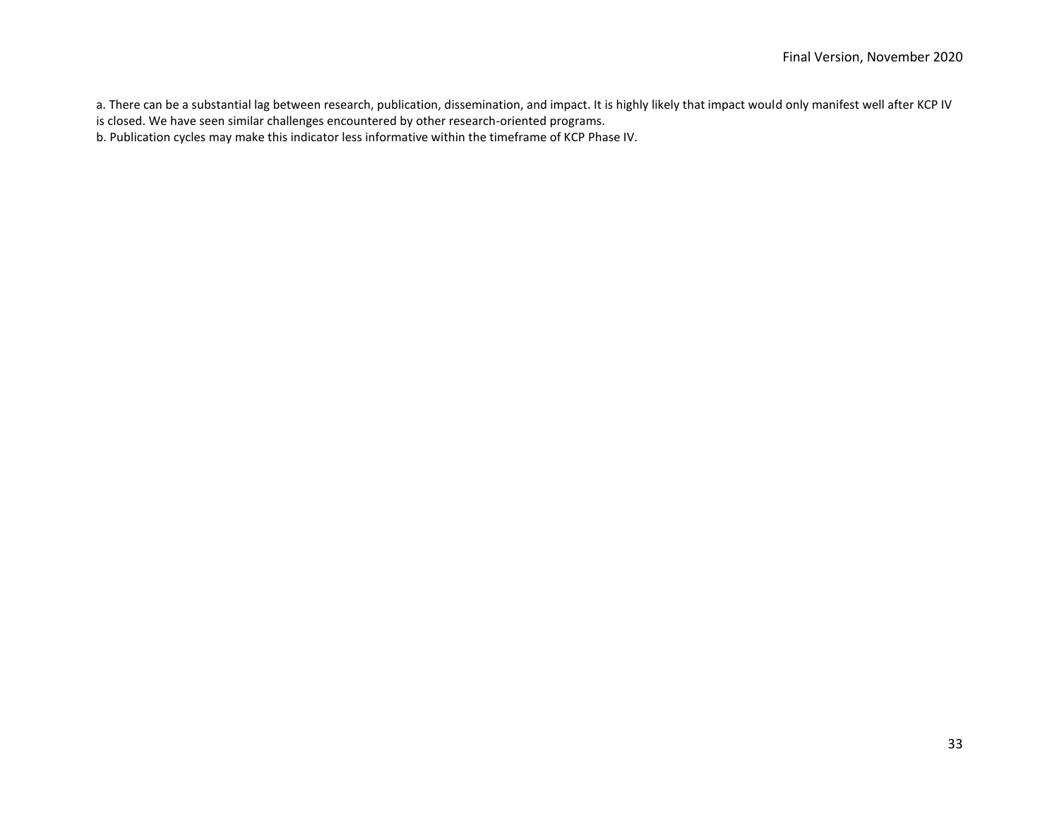a. There can be a substantial lag between research, publication, dissemination, and impact. It is highly likely that impact would only manifest well after KCP IV is closed. We have seen similar challenges encountered by other research-oriented programs.

b. Publication cycles may make this indicator less informative within the timeframe of KCP Phase IV.